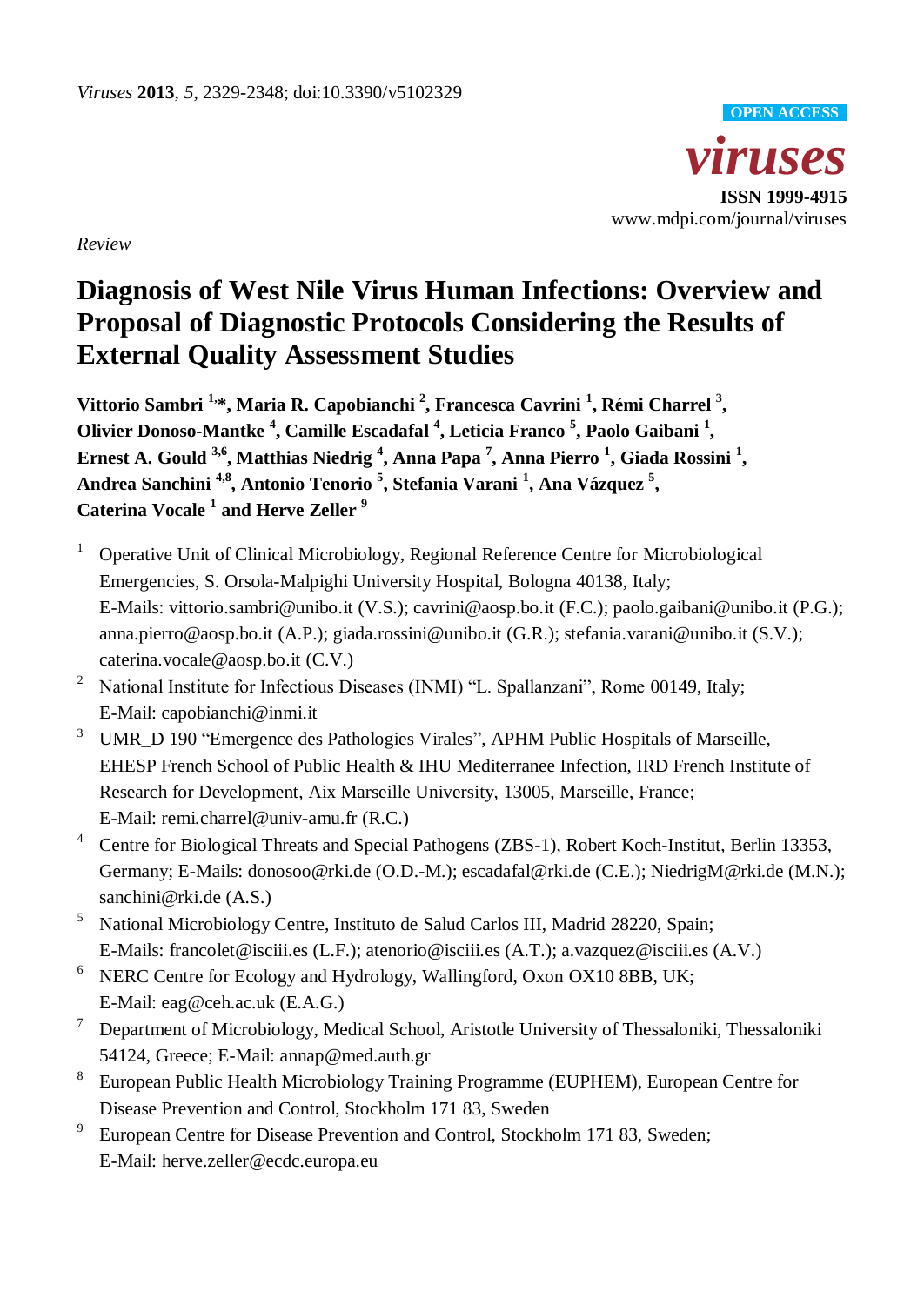*Viruses* **2013**, *5*, 2329-2348; doi:10.3390/v5102329

OPEN ACCESS

*viruses*

**ISSN 1999-4915**

www.mdpi.com/journal/viruses

*Review*

# Diagnosis of West Nile Virus Human Infections: Overview and Proposal of Diagnostic Protocols Considering the Results of External Quality Assessment Studies

**Vittorio Sambri [1,*], Maria R. Capobianchi [2], Francesca Cavrini [1], Rémi Charrel [3], Olivier Donoso-Mantke [4], Camille Escadafal [4], Leticia Franco [5], Paolo Gaibani [1], Ernest A. Gould [3,6], Matthias Niedrig [4], Anna Papa [7], Anna Pierro [1], Giada Rossini [1], Andrea Sanchini [4,8], Antonio Tenorio [5], Stefania Varani [1], Ana Vázquez [5], Caterina Vocale [1] and Herve Zeller [9]**

[1] Operative Unit of Clinical Microbiology, Regional Reference Centre for Microbiological Emergencies, S. Orsola-Malpighi University Hospital, Bologna 40138, Italy; E-Mails: vittorio.sambri@unibo.it (V.S.); cavrini@aosp.bo.it (F.C.); paolo.gaibani@unibo.it (P.G.); anna.pierro@aosp.bo.it (A.P.); giada.rossini@unibo.it (G.R.); stefania.varani@unibo.it (S.V.); caterina.vocale@aosp.bo.it (C.V.)

[2] National Institute for Infectious Diseases (INMI) "L. Spallanzani", Rome 00149, Italy; E-Mail: capobianchi@inmi.it

[3] UMR_D 190 "Emergence des Pathologies Virales", APHM Public Hospitals of Marseille, EHESP French School of Public Health & IHU Mediterranee Infection, IRD French Institute of Research for Development, Aix Marseille University, 13005, Marseille, France; E-Mail: remi.charrel@univ-amu.fr (R.C.)

[4] Centre for Biological Threats and Special Pathogens (ZBS-1), Robert Koch-Institut, Berlin 13353, Germany; E-Mails: donosoo@rki.de (O.D.-M.); escadafal@rki.de (C.E.); NiedrigM@rki.de (M.N.); sanchini@rki.de (A.S.)

[5] National Microbiology Centre, Instituto de Salud Carlos III, Madrid 28220, Spain; E-Mails: francolet@isciii.es (L.F.); atenorio@isciii.es (A.T.); a.vazquez@isciii.es (A.V.)

[6] NERC Centre for Ecology and Hydrology, Wallingford, Oxon OX10 8BB, UK; E-Mail: eag@ceh.ac.uk (E.A.G.)

[7] Department of Microbiology, Medical School, Aristotle University of Thessaloniki, Thessaloniki 54124, Greece; E-Mail: annap@med.auth.gr

[8] European Public Health Microbiology Training Programme (EUPHEM), European Centre for Disease Prevention and Control, Stockholm 171 83, Sweden

[9] European Centre for Disease Prevention and Control, Stockholm 171 83, Sweden; E-Mail: herve.zeller@ecdc.europa.eu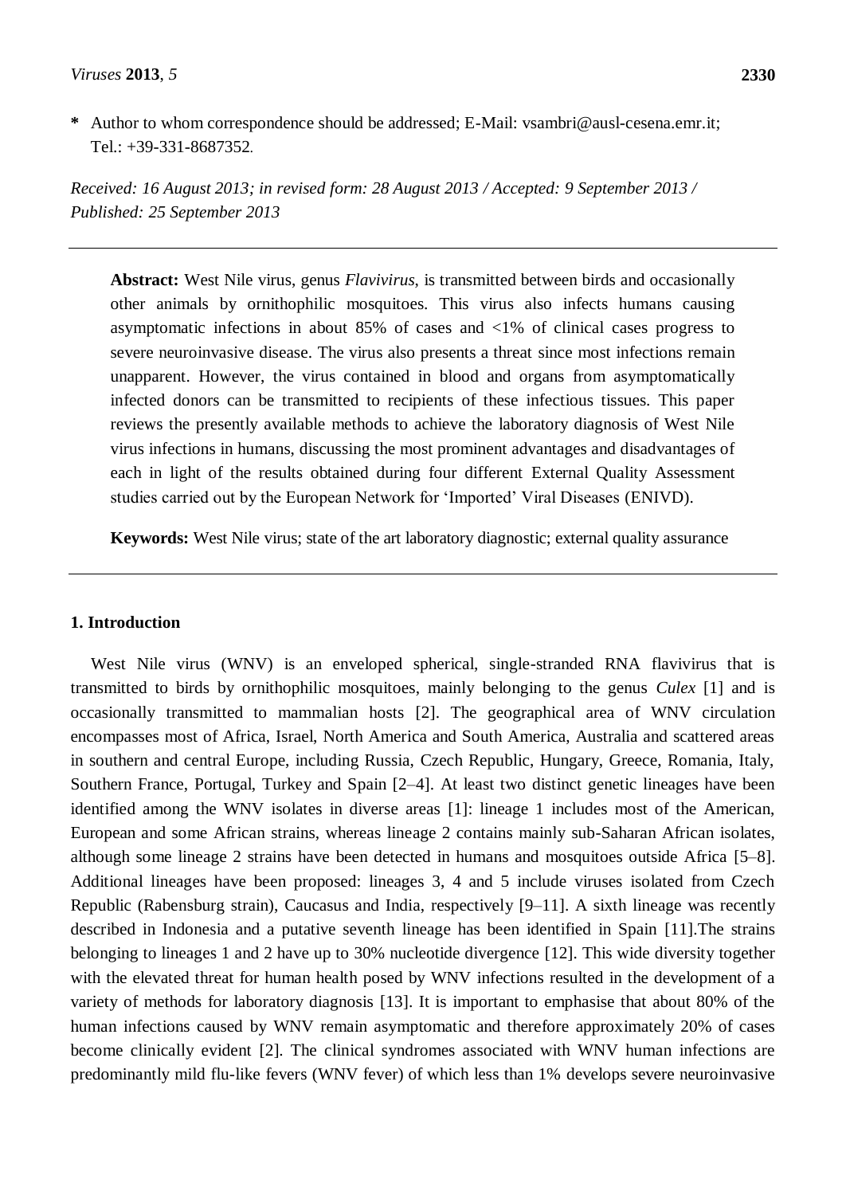**\*** Author to whom correspondence should be addressed; E-Mail: vsambri@ausl-cesena.emr.it; Tel.: +39-331-8687352.

*Received: 16 August 2013; in revised form: 28 August 2013 / Accepted: 9 September 2013 / Published: 25 September 2013*

---

**Abstract:** West Nile virus, genus *Flavivirus*, is transmitted between birds and occasionally other animals by ornithophilic mosquitoes. This virus also infects humans causing asymptomatic infections in about 85% of cases and <1% of clinical cases progress to severe neuroinvasive disease. The virus also presents a threat since most infections remain unapparent. However, the virus contained in blood and organs from asymptomatically infected donors can be transmitted to recipients of these infectious tissues. This paper reviews the presently available methods to achieve the laboratory diagnosis of West Nile virus infections in humans, discussing the most prominent advantages and disadvantages of each in light of the results obtained during four different External Quality Assessment studies carried out by the European Network for 'Imported' Viral Diseases (ENIVD).

**Keywords:** West Nile virus; state of the art laboratory diagnostic; external quality assurance

---

## 1. Introduction

West Nile virus (WNV) is an enveloped spherical, single-stranded RNA flavivirus that is transmitted to birds by ornithophilic mosquitoes, mainly belonging to the genus *Culex* [1] and is occasionally transmitted to mammalian hosts [2]. The geographical area of WNV circulation encompasses most of Africa, Israel, North America and South America, Australia and scattered areas in southern and central Europe, including Russia, Czech Republic, Hungary, Greece, Romania, Italy, Southern France, Portugal, Turkey and Spain [2–4]. At least two distinct genetic lineages have been identified among the WNV isolates in diverse areas [1]: lineage 1 includes most of the American, European and some African strains, whereas lineage 2 contains mainly sub-Saharan African isolates, although some lineage 2 strains have been detected in humans and mosquitoes outside Africa [5–8]. Additional lineages have been proposed: lineages 3, 4 and 5 include viruses isolated from Czech Republic (Rabensburg strain), Caucasus and India, respectively [9–11]. A sixth lineage was recently described in Indonesia and a putative seventh lineage has been identified in Spain [11].The strains belonging to lineages 1 and 2 have up to 30% nucleotide divergence [12]. This wide diversity together with the elevated threat for human health posed by WNV infections resulted in the development of a variety of methods for laboratory diagnosis [13]. It is important to emphasise that about 80% of the human infections caused by WNV remain asymptomatic and therefore approximately 20% of cases become clinically evident [2]. The clinical syndromes associated with WNV human infections are predominantly mild flu-like fevers (WNV fever) of which less than 1% develops severe neuroinvasive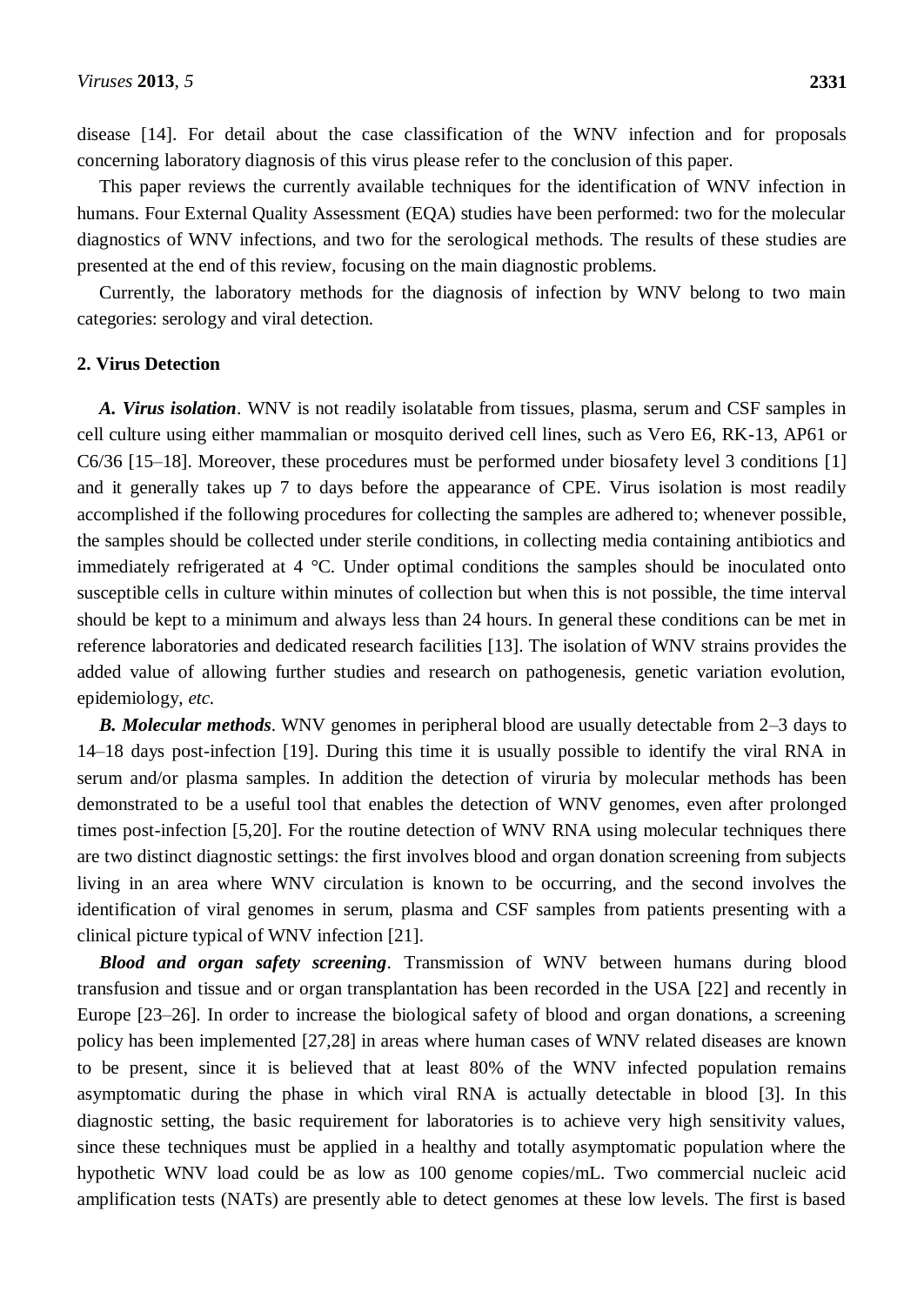disease [14]. For detail about the case classification of the WNV infection and for proposals concerning laboratory diagnosis of this virus please refer to the conclusion of this paper.

This paper reviews the currently available techniques for the identification of WNV infection in humans. Four External Quality Assessment (EQA) studies have been performed: two for the molecular diagnostics of WNV infections, and two for the serological methods. The results of these studies are presented at the end of this review, focusing on the main diagnostic problems.

Currently, the laboratory methods for the diagnosis of infection by WNV belong to two main categories: serology and viral detection.

## 2. Virus Detection

***A. Virus isolation***. WNV is not readily isolatable from tissues, plasma, serum and CSF samples in cell culture using either mammalian or mosquito derived cell lines, such as Vero E6, RK-13, AP61 or C6/36 [15–18]. Moreover, these procedures must be performed under biosafety level 3 conditions [1] and it generally takes up 7 to days before the appearance of CPE. Virus isolation is most readily accomplished if the following procedures for collecting the samples are adhered to; whenever possible, the samples should be collected under sterile conditions, in collecting media containing antibiotics and immediately refrigerated at 4 °C. Under optimal conditions the samples should be inoculated onto susceptible cells in culture within minutes of collection but when this is not possible, the time interval should be kept to a minimum and always less than 24 hours. In general these conditions can be met in reference laboratories and dedicated research facilities [13]. The isolation of WNV strains provides the added value of allowing further studies and research on pathogenesis, genetic variation evolution, epidemiology, *etc.*

***B. Molecular methods***. WNV genomes in peripheral blood are usually detectable from 2–3 days to 14–18 days post-infection [19]. During this time it is usually possible to identify the viral RNA in serum and/or plasma samples. In addition the detection of viruria by molecular methods has been demonstrated to be a useful tool that enables the detection of WNV genomes, even after prolonged times post-infection [5,20]. For the routine detection of WNV RNA using molecular techniques there are two distinct diagnostic settings: the first involves blood and organ donation screening from subjects living in an area where WNV circulation is known to be occurring, and the second involves the identification of viral genomes in serum, plasma and CSF samples from patients presenting with a clinical picture typical of WNV infection [21].

***Blood and organ safety screening***. Transmission of WNV between humans during blood transfusion and tissue and or organ transplantation has been recorded in the USA [22] and recently in Europe [23–26]. In order to increase the biological safety of blood and organ donations, a screening policy has been implemented [27,28] in areas where human cases of WNV related diseases are known to be present, since it is believed that at least 80% of the WNV infected population remains asymptomatic during the phase in which viral RNA is actually detectable in blood [3]. In this diagnostic setting, the basic requirement for laboratories is to achieve very high sensitivity values, since these techniques must be applied in a healthy and totally asymptomatic population where the hypothetic WNV load could be as low as 100 genome copies/mL. Two commercial nucleic acid amplification tests (NATs) are presently able to detect genomes at these low levels. The first is based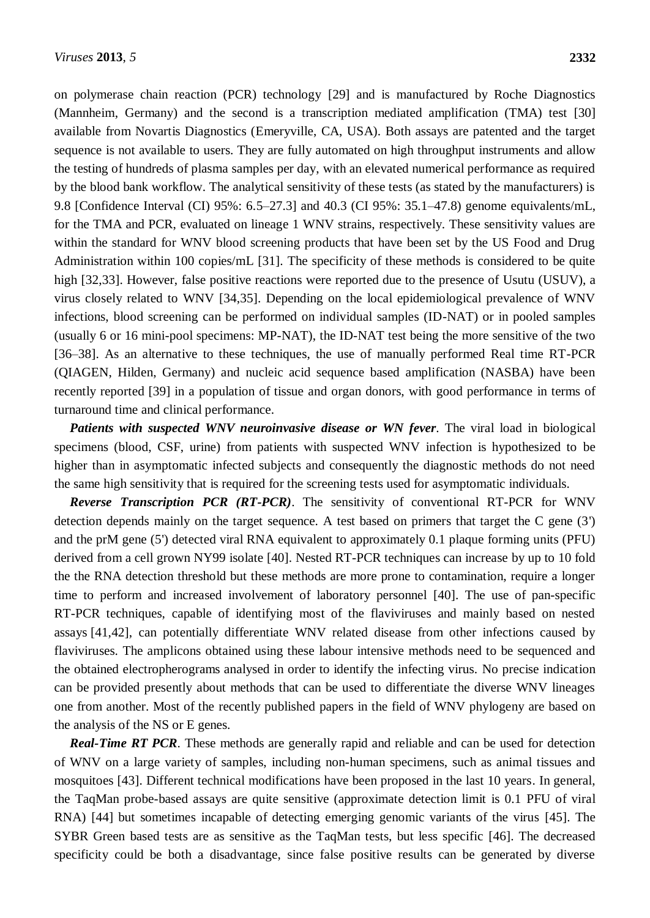on polymerase chain reaction (PCR) technology [29] and is manufactured by Roche Diagnostics (Mannheim, Germany) and the second is a transcription mediated amplification (TMA) test [30] available from Novartis Diagnostics (Emeryville, CA, USA). Both assays are patented and the target sequence is not available to users. They are fully automated on high throughput instruments and allow the testing of hundreds of plasma samples per day, with an elevated numerical performance as required by the blood bank workflow. The analytical sensitivity of these tests (as stated by the manufacturers) is 9.8 [Confidence Interval (CI) 95%: 6.5–27.3] and 40.3 (CI 95%: 35.1–47.8) genome equivalents/mL, for the TMA and PCR, evaluated on lineage 1 WNV strains, respectively. These sensitivity values are within the standard for WNV blood screening products that have been set by the US Food and Drug Administration within 100 copies/mL [31]. The specificity of these methods is considered to be quite high [32,33]. However, false positive reactions were reported due to the presence of Usutu (USUV), a virus closely related to WNV [34,35]. Depending on the local epidemiological prevalence of WNV infections, blood screening can be performed on individual samples (ID-NAT) or in pooled samples (usually 6 or 16 mini-pool specimens: MP-NAT), the ID-NAT test being the more sensitive of the two [36–38]. As an alternative to these techniques, the use of manually performed Real time RT-PCR (QIAGEN, Hilden, Germany) and nucleic acid sequence based amplification (NASBA) have been recently reported [39] in a population of tissue and organ donors, with good performance in terms of turnaround time and clinical performance.

***Patients with suspected WNV neuroinvasive disease or WN fever***. The viral load in biological specimens (blood, CSF, urine) from patients with suspected WNV infection is hypothesized to be higher than in asymptomatic infected subjects and consequently the diagnostic methods do not need the same high sensitivity that is required for the screening tests used for asymptomatic individuals.

***Reverse Transcription PCR (RT-PCR)***. The sensitivity of conventional RT-PCR for WNV detection depends mainly on the target sequence. A test based on primers that target the C gene (3') and the prM gene (5') detected viral RNA equivalent to approximately 0.1 plaque forming units (PFU) derived from a cell grown NY99 isolate [40]. Nested RT-PCR techniques can increase by up to 10 fold the the RNA detection threshold but these methods are more prone to contamination, require a longer time to perform and increased involvement of laboratory personnel [40]. The use of pan-specific RT-PCR techniques, capable of identifying most of the flaviviruses and mainly based on nested assays [41,42], can potentially differentiate WNV related disease from other infections caused by flaviviruses. The amplicons obtained using these labour intensive methods need to be sequenced and the obtained electropherograms analysed in order to identify the infecting virus. No precise indication can be provided presently about methods that can be used to differentiate the diverse WNV lineages one from another. Most of the recently published papers in the field of WNV phylogeny are based on the analysis of the NS or E genes.

***Real-Time RT PCR***. These methods are generally rapid and reliable and can be used for detection of WNV on a large variety of samples, including non-human specimens, such as animal tissues and mosquitoes [43]. Different technical modifications have been proposed in the last 10 years. In general, the TaqMan probe-based assays are quite sensitive (approximate detection limit is 0.1 PFU of viral RNA) [44] but sometimes incapable of detecting emerging genomic variants of the virus [45]. The SYBR Green based tests are as sensitive as the TaqMan tests, but less specific [46]. The decreased specificity could be both a disadvantage, since false positive results can be generated by diverse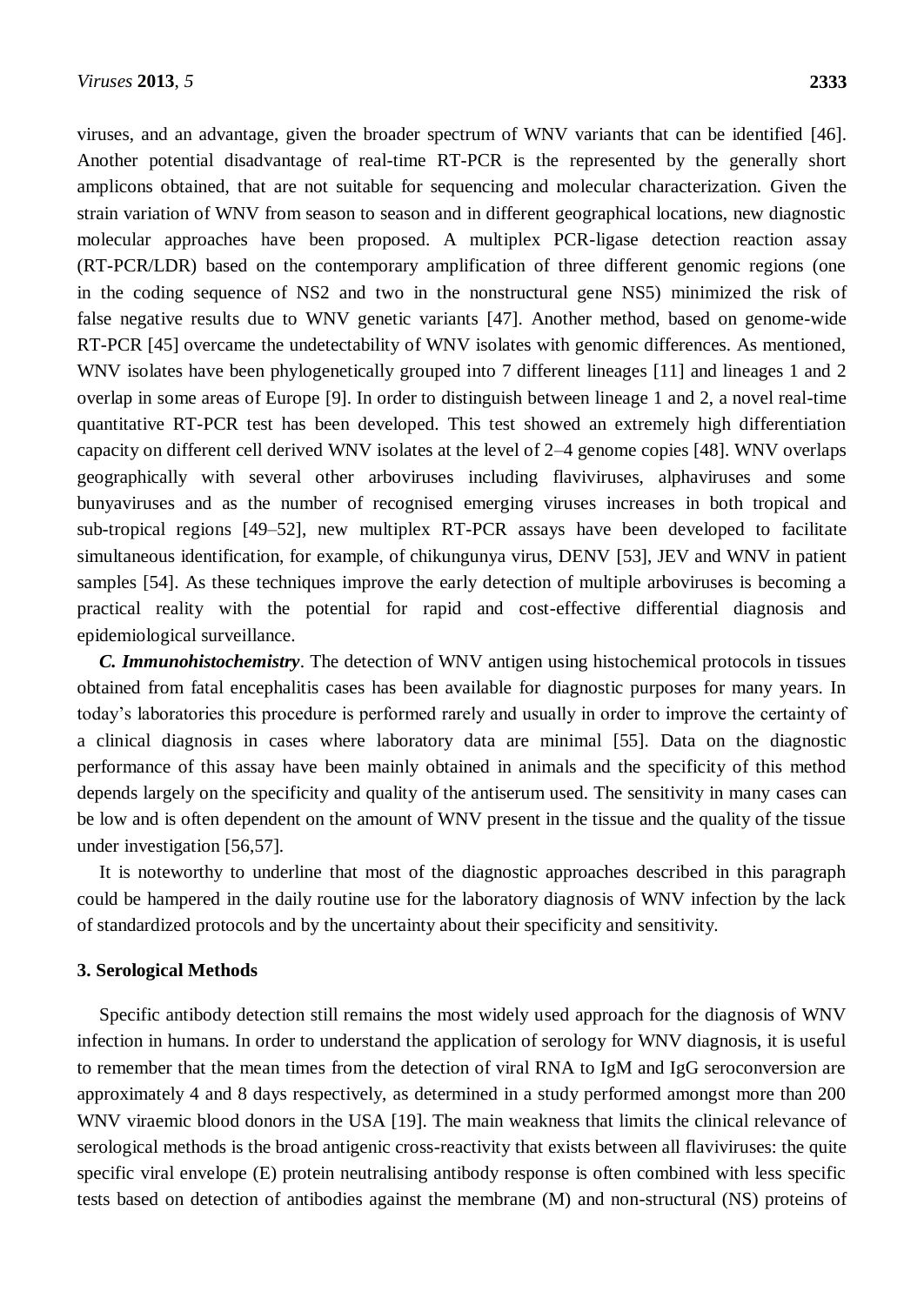viruses, and an advantage, given the broader spectrum of WNV variants that can be identified [46]. Another potential disadvantage of real-time RT-PCR is the represented by the generally short amplicons obtained, that are not suitable for sequencing and molecular characterization. Given the strain variation of WNV from season to season and in different geographical locations, new diagnostic molecular approaches have been proposed. A multiplex PCR-ligase detection reaction assay (RT-PCR/LDR) based on the contemporary amplification of three different genomic regions (one in the coding sequence of NS2 and two in the nonstructural gene NS5) minimized the risk of false negative results due to WNV genetic variants [47]. Another method, based on genome-wide RT-PCR [45] overcame the undetectability of WNV isolates with genomic differences. As mentioned, WNV isolates have been phylogenetically grouped into 7 different lineages [11] and lineages 1 and 2 overlap in some areas of Europe [9]. In order to distinguish between lineage 1 and 2, a novel real-time quantitative RT-PCR test has been developed. This test showed an extremely high differentiation capacity on different cell derived WNV isolates at the level of 2–4 genome copies [48]. WNV overlaps geographically with several other arboviruses including flaviviruses, alphaviruses and some bunyaviruses and as the number of recognised emerging viruses increases in both tropical and sub-tropical regions [49–52], new multiplex RT-PCR assays have been developed to facilitate simultaneous identification, for example, of chikungunya virus, DENV [53], JEV and WNV in patient samples [54]. As these techniques improve the early detection of multiple arboviruses is becoming a practical reality with the potential for rapid and cost-effective differential diagnosis and epidemiological surveillance.

***C. Immunohistochemistry***. The detection of WNV antigen using histochemical protocols in tissues obtained from fatal encephalitis cases has been available for diagnostic purposes for many years. In today's laboratories this procedure is performed rarely and usually in order to improve the certainty of a clinical diagnosis in cases where laboratory data are minimal [55]. Data on the diagnostic performance of this assay have been mainly obtained in animals and the specificity of this method depends largely on the specificity and quality of the antiserum used. The sensitivity in many cases can be low and is often dependent on the amount of WNV present in the tissue and the quality of the tissue under investigation [56,57].

It is noteworthy to underline that most of the diagnostic approaches described in this paragraph could be hampered in the daily routine use for the laboratory diagnosis of WNV infection by the lack of standardized protocols and by the uncertainty about their specificity and sensitivity.

## 3. Serological Methods

Specific antibody detection still remains the most widely used approach for the diagnosis of WNV infection in humans. In order to understand the application of serology for WNV diagnosis, it is useful to remember that the mean times from the detection of viral RNA to IgM and IgG seroconversion are approximately 4 and 8 days respectively, as determined in a study performed amongst more than 200 WNV viraemic blood donors in the USA [19]. The main weakness that limits the clinical relevance of serological methods is the broad antigenic cross-reactivity that exists between all flaviviruses: the quite specific viral envelope (E) protein neutralising antibody response is often combined with less specific tests based on detection of antibodies against the membrane (M) and non-structural (NS) proteins of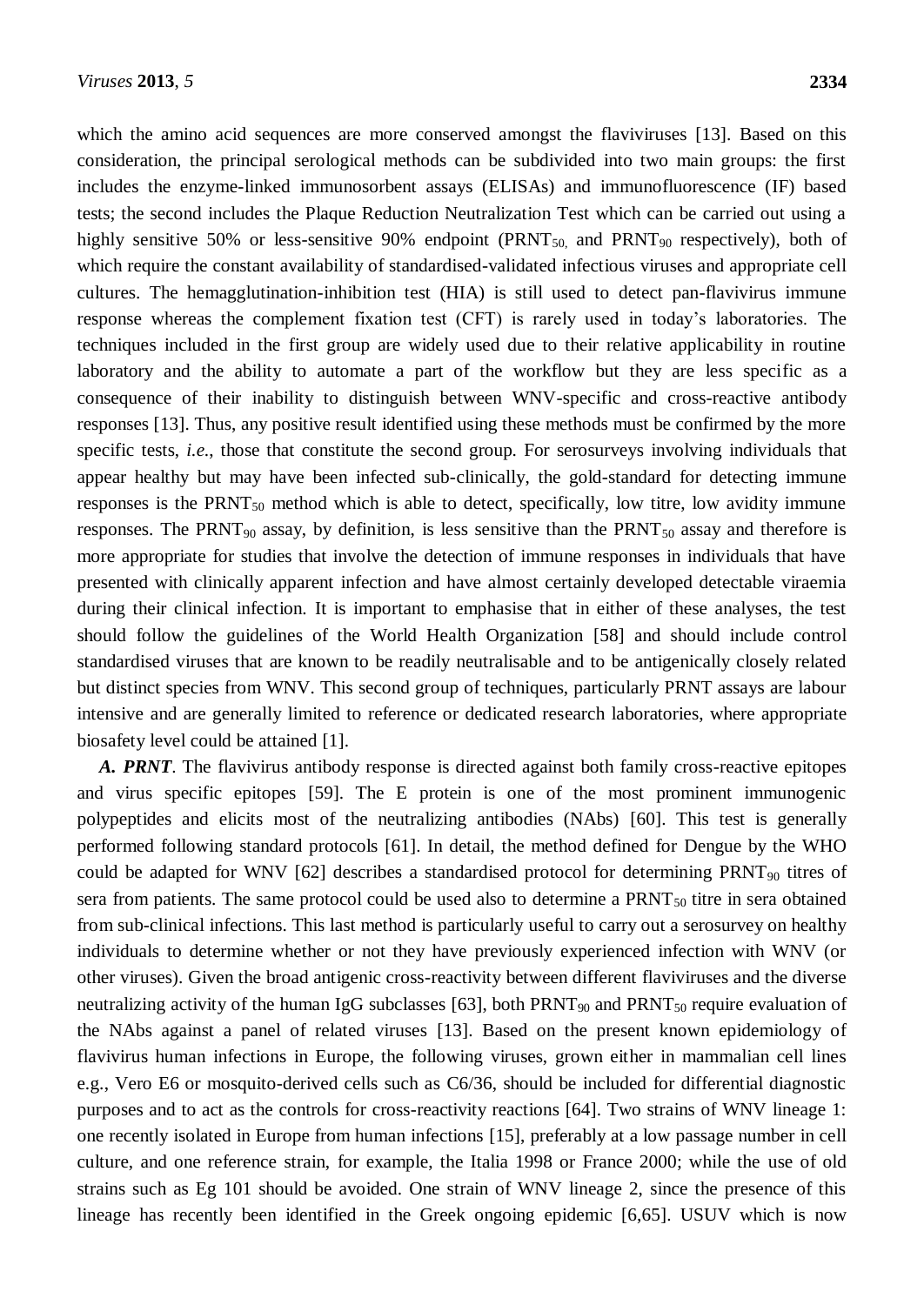which the amino acid sequences are more conserved amongst the flaviviruses [13]. Based on this consideration, the principal serological methods can be subdivided into two main groups: the first includes the enzyme-linked immunosorbent assays (ELISAs) and immunofluorescence (IF) based tests; the second includes the Plaque Reduction Neutralization Test which can be carried out using a highly sensitive 50% or less-sensitive 90% endpoint ($PRNT_{50}$ and $PRNT_{90}$ respectively), both of which require the constant availability of standardised-validated infectious viruses and appropriate cell cultures. The hemagglutination-inhibition test (HIA) is still used to detect pan-flavivirus immune response whereas the complement fixation test (CFT) is rarely used in today's laboratories. The techniques included in the first group are widely used due to their relative applicability in routine laboratory and the ability to automate a part of the workflow but they are less specific as a consequence of their inability to distinguish between WNV-specific and cross-reactive antibody responses [13]. Thus, any positive result identified using these methods must be confirmed by the more specific tests, *i.e.*, those that constitute the second group. For serosurveys involving individuals that appear healthy but may have been infected sub-clinically, the gold-standard for detecting immune responses is the $PRNT_{50}$ method which is able to detect, specifically, low titre, low avidity immune responses. The $PRNT_{90}$ assay, by definition, is less sensitive than the $PRNT_{50}$ assay and therefore is more appropriate for studies that involve the detection of immune responses in individuals that have presented with clinically apparent infection and have almost certainly developed detectable viraemia during their clinical infection. It is important to emphasise that in either of these analyses, the test should follow the guidelines of the World Health Organization [58] and should include control standardised viruses that are known to be readily neutralisable and to be antigenically closely related but distinct species from WNV. This second group of techniques, particularly PRNT assays are labour intensive and are generally limited to reference or dedicated research laboratories, where appropriate biosafety level could be attained [1].

***A. PRNT***. The flavivirus antibody response is directed against both family cross-reactive epitopes and virus specific epitopes [59]. The E protein is one of the most prominent immunogenic polypeptides and elicits most of the neutralizing antibodies (NAbs) [60]. This test is generally performed following standard protocols [61]. In detail, the method defined for Dengue by the WHO could be adapted for WNV [62] describes a standardised protocol for determining $PRNT_{90}$ titres of sera from patients. The same protocol could be used also to determine a $PRNT_{50}$ titre in sera obtained from sub-clinical infections. This last method is particularly useful to carry out a serosurvey on healthy individuals to determine whether or not they have previously experienced infection with WNV (or other viruses). Given the broad antigenic cross-reactivity between different flaviviruses and the diverse neutralizing activity of the human IgG subclasses [63], both $PRNT_{90}$ and $PRNT_{50}$ require evaluation of the NAbs against a panel of related viruses [13]. Based on the present known epidemiology of flavivirus human infections in Europe, the following viruses, grown either in mammalian cell lines e.g., Vero E6 or mosquito-derived cells such as C6/36, should be included for differential diagnostic purposes and to act as the controls for cross-reactivity reactions [64]. Two strains of WNV lineage 1: one recently isolated in Europe from human infections [15], preferably at a low passage number in cell culture, and one reference strain, for example, the Italia 1998 or France 2000; while the use of old strains such as Eg 101 should be avoided. One strain of WNV lineage 2, since the presence of this lineage has recently been identified in the Greek ongoing epidemic [6,65]. USUV which is now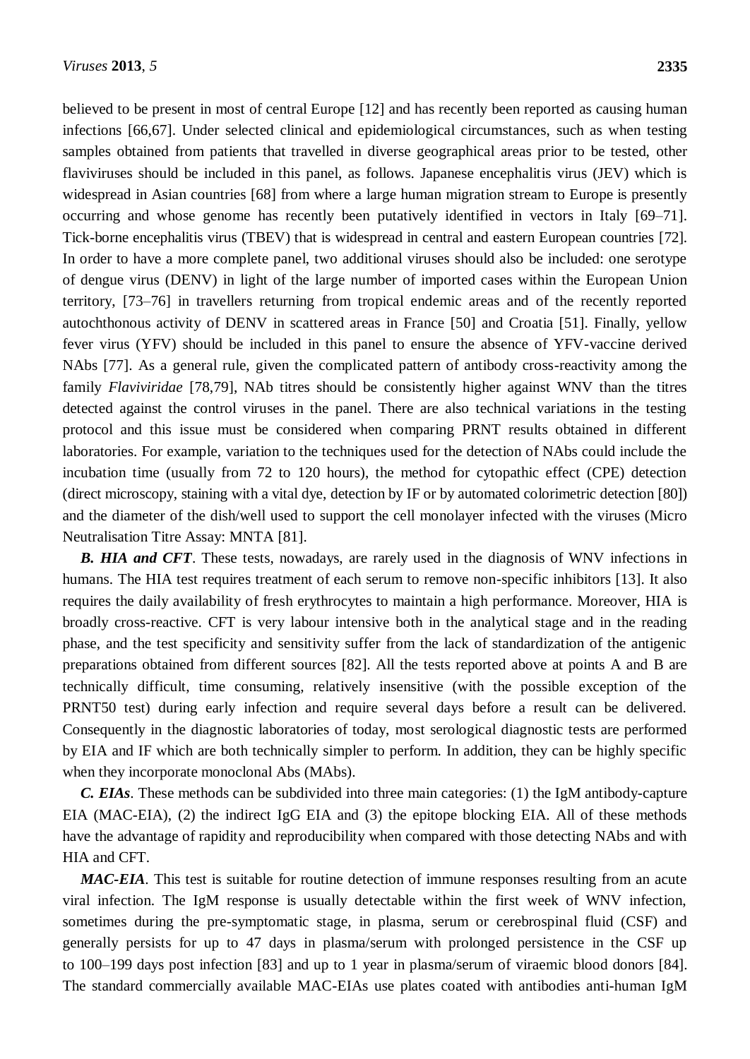believed to be present in most of central Europe [12] and has recently been reported as causing human infections [66,67]. Under selected clinical and epidemiological circumstances, such as when testing samples obtained from patients that travelled in diverse geographical areas prior to be tested, other flaviviruses should be included in this panel, as follows. Japanese encephalitis virus (JEV) which is widespread in Asian countries [68] from where a large human migration stream to Europe is presently occurring and whose genome has recently been putatively identified in vectors in Italy [69–71]. Tick-borne encephalitis virus (TBEV) that is widespread in central and eastern European countries [72]. In order to have a more complete panel, two additional viruses should also be included: one serotype of dengue virus (DENV) in light of the large number of imported cases within the European Union territory, [73–76] in travellers returning from tropical endemic areas and of the recently reported autochthonous activity of DENV in scattered areas in France [50] and Croatia [51]. Finally, yellow fever virus (YFV) should be included in this panel to ensure the absence of YFV-vaccine derived NAbs [77]. As a general rule, given the complicated pattern of antibody cross-reactivity among the family *Flaviviridae* [78,79], NAb titres should be consistently higher against WNV than the titres detected against the control viruses in the panel. There are also technical variations in the testing protocol and this issue must be considered when comparing PRNT results obtained in different laboratories. For example, variation to the techniques used for the detection of NAbs could include the incubation time (usually from 72 to 120 hours), the method for cytopathic effect (CPE) detection (direct microscopy, staining with a vital dye, detection by IF or by automated colorimetric detection [80]) and the diameter of the dish/well used to support the cell monolayer infected with the viruses (Micro Neutralisation Titre Assay: MNTA [81].

***B. HIA and CFT***. These tests, nowadays, are rarely used in the diagnosis of WNV infections in humans. The HIA test requires treatment of each serum to remove non-specific inhibitors [13]. It also requires the daily availability of fresh erythrocytes to maintain a high performance. Moreover, HIA is broadly cross-reactive. CFT is very labour intensive both in the analytical stage and in the reading phase, and the test specificity and sensitivity suffer from the lack of standardization of the antigenic preparations obtained from different sources [82]. All the tests reported above at points A and B are technically difficult, time consuming, relatively insensitive (with the possible exception of the PRNT50 test) during early infection and require several days before a result can be delivered. Consequently in the diagnostic laboratories of today, most serological diagnostic tests are performed by EIA and IF which are both technically simpler to perform. In addition, they can be highly specific when they incorporate monoclonal Abs (MAbs).

***C. EIAs***. These methods can be subdivided into three main categories: (1) the IgM antibody-capture EIA (MAC-EIA), (2) the indirect IgG EIA and (3) the epitope blocking EIA. All of these methods have the advantage of rapidity and reproducibility when compared with those detecting NAbs and with HIA and CFT.

***MAC-EIA***. This test is suitable for routine detection of immune responses resulting from an acute viral infection. The IgM response is usually detectable within the first week of WNV infection, sometimes during the pre-symptomatic stage, in plasma, serum or cerebrospinal fluid (CSF) and generally persists for up to 47 days in plasma/serum with prolonged persistence in the CSF up to 100–199 days post infection [83] and up to 1 year in plasma/serum of viraemic blood donors [84]. The standard commercially available MAC-EIAs use plates coated with antibodies anti-human IgM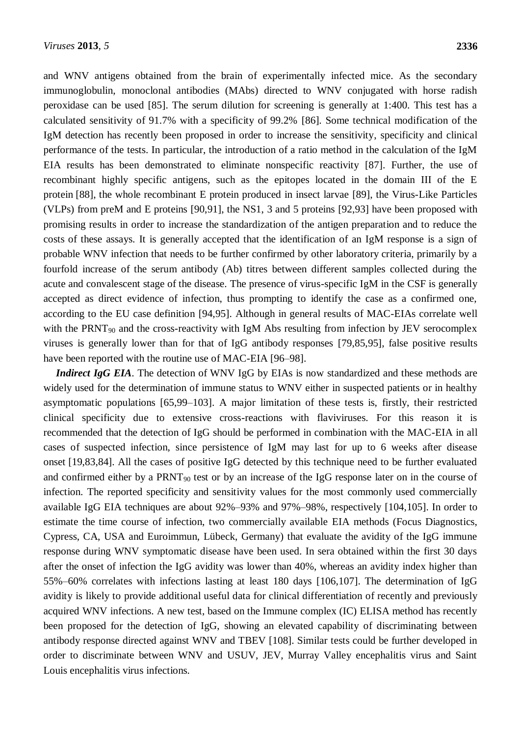and WNV antigens obtained from the brain of experimentally infected mice. As the secondary immunoglobulin, monoclonal antibodies (MAbs) directed to WNV conjugated with horse radish peroxidase can be used [85]. The serum dilution for screening is generally at 1:400. This test has a calculated sensitivity of 91.7% with a specificity of 99.2% [86]. Some technical modification of the IgM detection has recently been proposed in order to increase the sensitivity, specificity and clinical performance of the tests. In particular, the introduction of a ratio method in the calculation of the IgM EIA results has been demonstrated to eliminate nonspecific reactivity [87]. Further, the use of recombinant highly specific antigens, such as the epitopes located in the domain III of the E protein [88], the whole recombinant E protein produced in insect larvae [89], the Virus-Like Particles (VLPs) from preM and E proteins [90,91], the NS1, 3 and 5 proteins [92,93] have been proposed with promising results in order to increase the standardization of the antigen preparation and to reduce the costs of these assays. It is generally accepted that the identification of an IgM response is a sign of probable WNV infection that needs to be further confirmed by other laboratory criteria, primarily by a fourfold increase of the serum antibody (Ab) titres between different samples collected during the acute and convalescent stage of the disease. The presence of virus-specific IgM in the CSF is generally accepted as direct evidence of infection, thus prompting to identify the case as a confirmed one, according to the EU case definition [94,95]. Although in general results of MAC-EIAs correlate well with the $PRNT_{90}$ and the cross-reactivity with IgM Abs resulting from infection by JEV serocomplex viruses is generally lower than for that of IgG antibody responses [79,85,95], false positive results have been reported with the routine use of MAC-EIA [96–98].

***Indirect IgG EIA***. The detection of WNV IgG by EIAs is now standardized and these methods are widely used for the determination of immune status to WNV either in suspected patients or in healthy asymptomatic populations [65,99–103]. A major limitation of these tests is, firstly, their restricted clinical specificity due to extensive cross-reactions with flaviviruses. For this reason it is recommended that the detection of IgG should be performed in combination with the MAC-EIA in all cases of suspected infection, since persistence of IgM may last for up to 6 weeks after disease onset [19,83,84]. All the cases of positive IgG detected by this technique need to be further evaluated and confirmed either by a $PRNT_{90}$ test or by an increase of the IgG response later on in the course of infection. The reported specificity and sensitivity values for the most commonly used commercially available IgG EIA techniques are about 92%–93% and 97%–98%, respectively [104,105]. In order to estimate the time course of infection, two commercially available EIA methods (Focus Diagnostics, Cypress, CA, USA and Euroimmun, Lübeck, Germany) that evaluate the avidity of the IgG immune response during WNV symptomatic disease have been used. In sera obtained within the first 30 days after the onset of infection the IgG avidity was lower than 40%, whereas an avidity index higher than 55%–60% correlates with infections lasting at least 180 days [106,107]. The determination of IgG avidity is likely to provide additional useful data for clinical differentiation of recently and previously acquired WNV infections. A new test, based on the Immune complex (IC) ELISA method has recently been proposed for the detection of IgG, showing an elevated capability of discriminating between antibody response directed against WNV and TBEV [108]. Similar tests could be further developed in order to discriminate between WNV and USUV, JEV, Murray Valley encephalitis virus and Saint Louis encephalitis virus infections.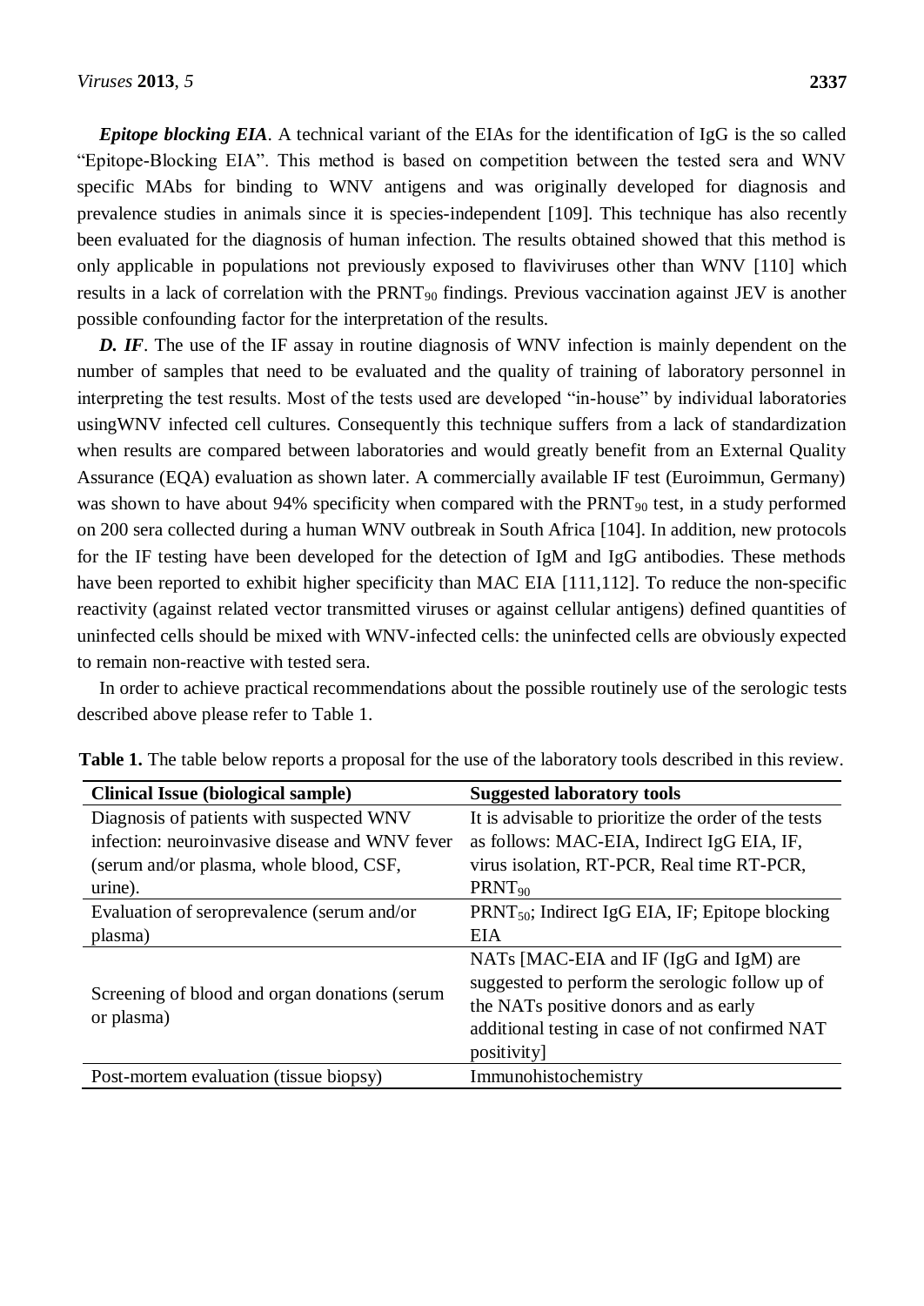***Epitope blocking EIA***. A technical variant of the EIAs for the identification of IgG is the so called "Epitope-Blocking EIA". This method is based on competition between the tested sera and WNV specific MAbs for binding to WNV antigens and was originally developed for diagnosis and prevalence studies in animals since it is species-independent [109]. This technique has also recently been evaluated for the diagnosis of human infection. The results obtained showed that this method is only applicable in populations not previously exposed to flaviviruses other than WNV [110] which results in a lack of correlation with the $PRNT_{90}$ findings. Previous vaccination against JEV is another possible confounding factor for the interpretation of the results.

***D. IF***. The use of the IF assay in routine diagnosis of WNV infection is mainly dependent on the number of samples that need to be evaluated and the quality of training of laboratory personnel in interpreting the test results. Most of the tests used are developed "in-house" by individual laboratories usingWNV infected cell cultures. Consequently this technique suffers from a lack of standardization when results are compared between laboratories and would greatly benefit from an External Quality Assurance (EQA) evaluation as shown later. A commercially available IF test (Euroimmun, Germany) was shown to have about 94% specificity when compared with the $PRNT_{90}$ test, in a study performed on 200 sera collected during a human WNV outbreak in South Africa [104]. In addition, new protocols for the IF testing have been developed for the detection of IgM and IgG antibodies. These methods have been reported to exhibit higher specificity than MAC EIA [111,112]. To reduce the non-specific reactivity (against related vector transmitted viruses or against cellular antigens) defined quantities of uninfected cells should be mixed with WNV-infected cells: the uninfected cells are obviously expected to remain non-reactive with tested sera.

In order to achieve practical recommendations about the possible routinely use of the serologic tests described above please refer to Table 1.

**Table 1.** The table below reports a proposal for the use of the laboratory tools described in this review.

| **Clinical Issue (biological sample)** | **Suggested laboratory tools** |
|---|---|
| Diagnosis of patients with suspected WNV infection: neuroinvasive disease and WNV fever (serum and/or plasma, whole blood, CSF, urine). | It is advisable to prioritize the order of the tests as follows: MAC-EIA, Indirect IgG EIA, IF, virus isolation, RT-PCR, Real time RT-PCR, $PRNT_{90}$ |
| Evaluation of seroprevalence (serum and/or plasma) | $PRNT_{50}$; Indirect IgG EIA, IF; Epitope blocking EIA |
| Screening of blood and organ donations (serum or plasma) | NATs [MAC-EIA and IF (IgG and IgM) are suggested to perform the serologic follow up of the NATs positive donors and as early additional testing in case of not confirmed NAT positivity] |
| Post-mortem evaluation (tissue biopsy) | Immunohistochemistry |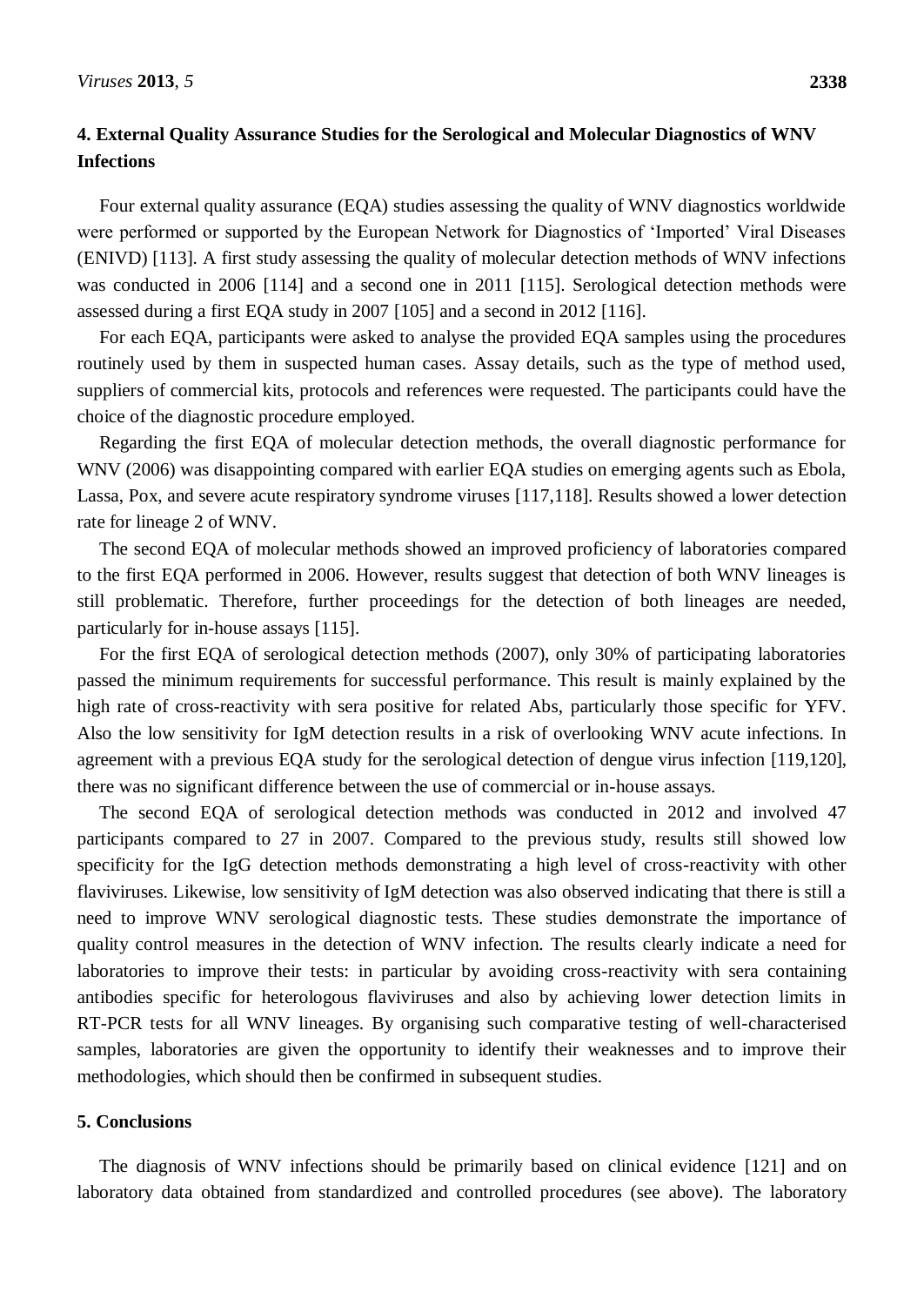## 4. External Quality Assurance Studies for the Serological and Molecular Diagnostics of WNV Infections

Four external quality assurance (EQA) studies assessing the quality of WNV diagnostics worldwide were performed or supported by the European Network for Diagnostics of 'Imported' Viral Diseases (ENIVD) [113]. A first study assessing the quality of molecular detection methods of WNV infections was conducted in 2006 [114] and a second one in 2011 [115]. Serological detection methods were assessed during a first EQA study in 2007 [105] and a second in 2012 [116].

For each EQA, participants were asked to analyse the provided EQA samples using the procedures routinely used by them in suspected human cases. Assay details, such as the type of method used, suppliers of commercial kits, protocols and references were requested. The participants could have the choice of the diagnostic procedure employed.

Regarding the first EQA of molecular detection methods, the overall diagnostic performance for WNV (2006) was disappointing compared with earlier EQA studies on emerging agents such as Ebola, Lassa, Pox, and severe acute respiratory syndrome viruses [117,118]. Results showed a lower detection rate for lineage 2 of WNV.

The second EQA of molecular methods showed an improved proficiency of laboratories compared to the first EQA performed in 2006. However, results suggest that detection of both WNV lineages is still problematic. Therefore, further proceedings for the detection of both lineages are needed, particularly for in-house assays [115].

For the first EQA of serological detection methods (2007), only 30% of participating laboratories passed the minimum requirements for successful performance. This result is mainly explained by the high rate of cross-reactivity with sera positive for related Abs, particularly those specific for YFV. Also the low sensitivity for IgM detection results in a risk of overlooking WNV acute infections. In agreement with a previous EQA study for the serological detection of dengue virus infection [119,120], there was no significant difference between the use of commercial or in-house assays.

The second EQA of serological detection methods was conducted in 2012 and involved 47 participants compared to 27 in 2007. Compared to the previous study, results still showed low specificity for the IgG detection methods demonstrating a high level of cross-reactivity with other flaviviruses. Likewise, low sensitivity of IgM detection was also observed indicating that there is still a need to improve WNV serological diagnostic tests. These studies demonstrate the importance of quality control measures in the detection of WNV infection. The results clearly indicate a need for laboratories to improve their tests: in particular by avoiding cross-reactivity with sera containing antibodies specific for heterologous flaviviruses and also by achieving lower detection limits in RT-PCR tests for all WNV lineages. By organising such comparative testing of well-characterised samples, laboratories are given the opportunity to identify their weaknesses and to improve their methodologies, which should then be confirmed in subsequent studies.

## 5. Conclusions

The diagnosis of WNV infections should be primarily based on clinical evidence [121] and on laboratory data obtained from standardized and controlled procedures (see above). The laboratory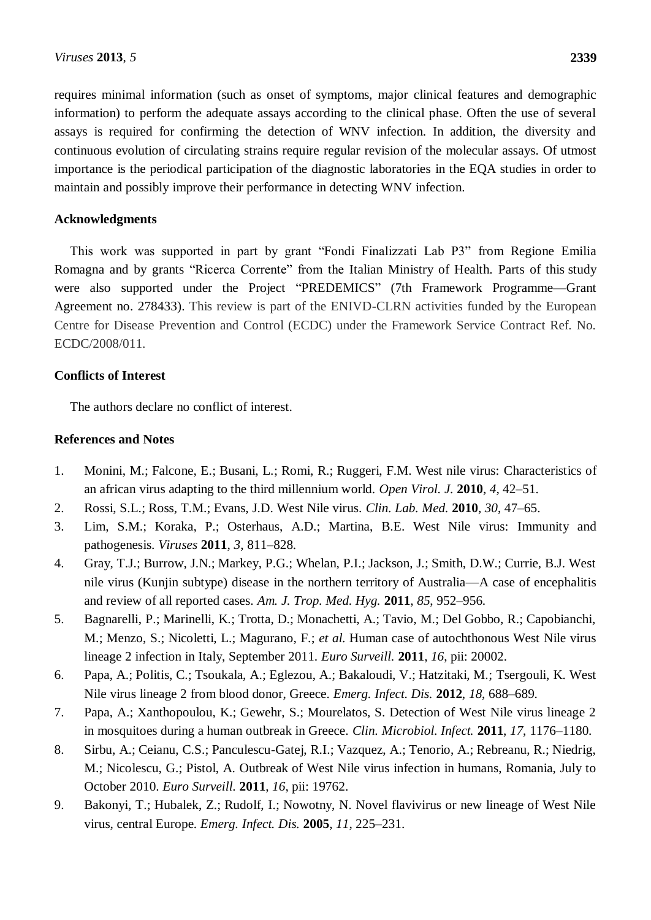requires minimal information (such as onset of symptoms, major clinical features and demographic information) to perform the adequate assays according to the clinical phase. Often the use of several assays is required for confirming the detection of WNV infection. In addition, the diversity and continuous evolution of circulating strains require regular revision of the molecular assays. Of utmost importance is the periodical participation of the diagnostic laboratories in the EQA studies in order to maintain and possibly improve their performance in detecting WNV infection.

## Acknowledgments

This work was supported in part by grant "Fondi Finalizzati Lab P3" from Regione Emilia Romagna and by grants "Ricerca Corrente" from the Italian Ministry of Health. Parts of this study were also supported under the Project "PREDEMICS" (7th Framework Programme—Grant Agreement no. 278433). This review is part of the ENIVD-CLRN activities funded by the European Centre for Disease Prevention and Control (ECDC) under the Framework Service Contract Ref. No. ECDC/2008/011.

## Conflicts of Interest

The authors declare no conflict of interest.

## References and Notes

1. Monini, M.; Falcone, E.; Busani, L.; Romi, R.; Ruggeri, F.M. West nile virus: Characteristics of an african virus adapting to the third millennium world. *Open Virol. J.* **2010**, *4*, 42–51.
2. Rossi, S.L.; Ross, T.M.; Evans, J.D. West Nile virus. *Clin. Lab. Med.* **2010**, *30*, 47–65.
3. Lim, S.M.; Koraka, P.; Osterhaus, A.D.; Martina, B.E. West Nile virus: Immunity and pathogenesis. *Viruses* **2011**, *3*, 811–828.
4. Gray, T.J.; Burrow, J.N.; Markey, P.G.; Whelan, P.I.; Jackson, J.; Smith, D.W.; Currie, B.J. West nile virus (Kunjin subtype) disease in the northern territory of Australia—A case of encephalitis and review of all reported cases. *Am. J. Trop. Med. Hyg.* **2011**, *85*, 952–956.
5. Bagnarelli, P.; Marinelli, K.; Trotta, D.; Monachetti, A.; Tavio, M.; Del Gobbo, R.; Capobianchi, M.; Menzo, S.; Nicoletti, L.; Magurano, F.; *et al.* Human case of autochthonous West Nile virus lineage 2 infection in Italy, September 2011. *Euro Surveill.* **2011**, *16*, pii: 20002.
6. Papa, A.; Politis, C.; Tsoukala, A.; Eglezou, A.; Bakaloudi, V.; Hatzitaki, M.; Tsergouli, K. West Nile virus lineage 2 from blood donor, Greece. *Emerg. Infect. Dis.* **2012**, *18*, 688–689.
7. Papa, A.; Xanthopoulou, K.; Gewehr, S.; Mourelatos, S. Detection of West Nile virus lineage 2 in mosquitoes during a human outbreak in Greece. *Clin. Microbiol. Infect.* **2011**, *17*, 1176–1180.
8. Sirbu, A.; Ceianu, C.S.; Panculescu-Gatej, R.I.; Vazquez, A.; Tenorio, A.; Rebreanu, R.; Niedrig, M.; Nicolescu, G.; Pistol, A. Outbreak of West Nile virus infection in humans, Romania, July to October 2010. *Euro Surveill.* **2011**, *16*, pii: 19762.
9. Bakonyi, T.; Hubalek, Z.; Rudolf, I.; Nowotny, N. Novel flavivirus or new lineage of West Nile virus, central Europe. *Emerg. Infect. Dis.* **2005**, *11*, 225–231.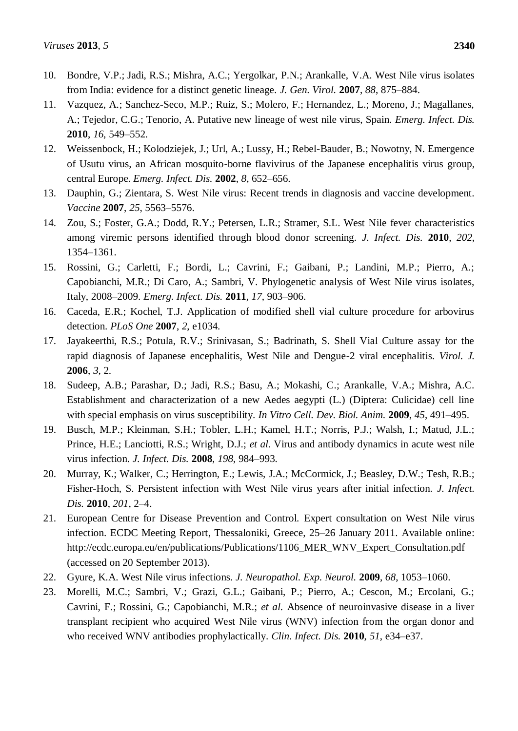10. Bondre, V.P.; Jadi, R.S.; Mishra, A.C.; Yergolkar, P.N.; Arankalle, V.A. West Nile virus isolates from India: evidence for a distinct genetic lineage. *J. Gen. Virol.* **2007**, *88*, 875–884.
11. Vazquez, A.; Sanchez-Seco, M.P.; Ruiz, S.; Molero, F.; Hernandez, L.; Moreno, J.; Magallanes, A.; Tejedor, C.G.; Tenorio, A. Putative new lineage of west nile virus, Spain. *Emerg. Infect. Dis.* **2010**, *16*, 549–552.
12. Weissenbock, H.; Kolodziejek, J.; Url, A.; Lussy, H.; Rebel-Bauder, B.; Nowotny, N. Emergence of Usutu virus, an African mosquito-borne flavivirus of the Japanese encephalitis virus group, central Europe. *Emerg. Infect. Dis.* **2002**, *8*, 652–656.
13. Dauphin, G.; Zientara, S. West Nile virus: Recent trends in diagnosis and vaccine development. *Vaccine* **2007**, *25*, 5563–5576.
14. Zou, S.; Foster, G.A.; Dodd, R.Y.; Petersen, L.R.; Stramer, S.L. West Nile fever characteristics among viremic persons identified through blood donor screening. *J. Infect. Dis.* **2010**, *202*, 1354–1361.
15. Rossini, G.; Carletti, F.; Bordi, L.; Cavrini, F.; Gaibani, P.; Landini, M.P.; Pierro, A.; Capobianchi, M.R.; Di Caro, A.; Sambri, V. Phylogenetic analysis of West Nile virus isolates, Italy, 2008–2009. *Emerg. Infect. Dis.* **2011**, *17*, 903–906.
16. Caceda, E.R.; Kochel, T.J. Application of modified shell vial culture procedure for arbovirus detection. *PLoS One* **2007**, *2*, e1034.
17. Jayakeerthi, R.S.; Potula, R.V.; Srinivasan, S.; Badrinath, S. Shell Vial Culture assay for the rapid diagnosis of Japanese encephalitis, West Nile and Dengue-2 viral encephalitis. *Virol. J.* **2006**, *3*, 2.
18. Sudeep, A.B.; Parashar, D.; Jadi, R.S.; Basu, A.; Mokashi, C.; Arankalle, V.A.; Mishra, A.C. Establishment and characterization of a new Aedes aegypti (L.) (Diptera: Culicidae) cell line with special emphasis on virus susceptibility. *In Vitro Cell. Dev. Biol. Anim.* **2009**, *45*, 491–495.
19. Busch, M.P.; Kleinman, S.H.; Tobler, L.H.; Kamel, H.T.; Norris, P.J.; Walsh, I.; Matud, J.L.; Prince, H.E.; Lanciotti, R.S.; Wright, D.J.; *et al.* Virus and antibody dynamics in acute west nile virus infection. *J. Infect. Dis.* **2008**, *198*, 984–993.
20. Murray, K.; Walker, C.; Herrington, E.; Lewis, J.A.; McCormick, J.; Beasley, D.W.; Tesh, R.B.; Fisher-Hoch, S. Persistent infection with West Nile virus years after initial infection. *J. Infect. Dis.* **2010**, *201*, 2–4.
21. European Centre for Disease Prevention and Control. Expert consultation on West Nile virus infection. ECDC Meeting Report, Thessaloniki, Greece, 25–26 January 2011. Available online: http://ecdc.europa.eu/en/publications/Publications/1106_MER_WNV_Expert_Consultation.pdf (accessed on 20 September 2013).
22. Gyure, K.A. West Nile virus infections. *J. Neuropathol. Exp. Neurol.* **2009**, *68*, 1053–1060.
23. Morelli, M.C.; Sambri, V.; Grazi, G.L.; Gaibani, P.; Pierro, A.; Cescon, M.; Ercolani, G.; Cavrini, F.; Rossini, G.; Capobianchi, M.R.; *et al.* Absence of neuroinvasive disease in a liver transplant recipient who acquired West Nile virus (WNV) infection from the organ donor and who received WNV antibodies prophylactically. *Clin. Infect. Dis.* **2010**, *51*, e34–e37.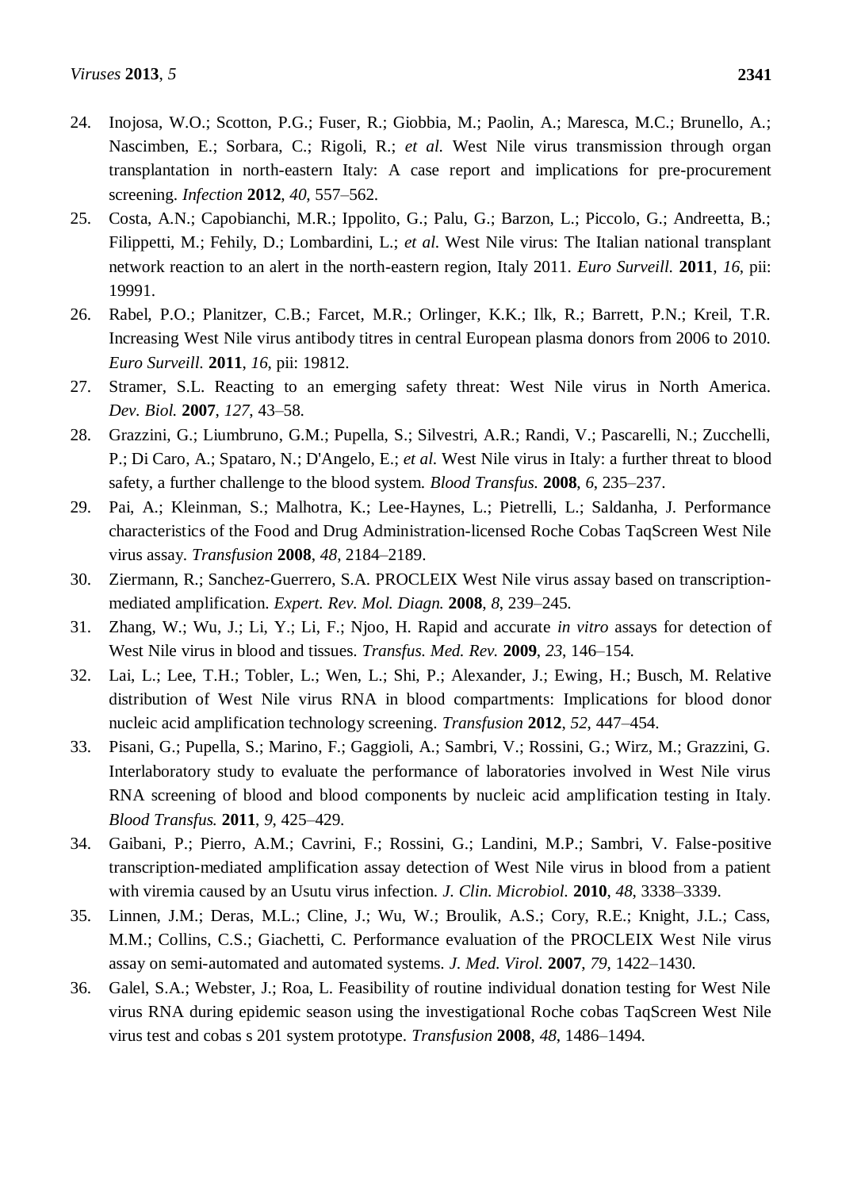24. Inojosa, W.O.; Scotton, P.G.; Fuser, R.; Giobbia, M.; Paolin, A.; Maresca, M.C.; Brunello, A.; Nascimben, E.; Sorbara, C.; Rigoli, R.; *et al.* West Nile virus transmission through organ transplantation in north-eastern Italy: A case report and implications for pre-procurement screening. *Infection* **2012**, *40*, 557–562.
25. Costa, A.N.; Capobianchi, M.R.; Ippolito, G.; Palu, G.; Barzon, L.; Piccolo, G.; Andreetta, B.; Filippetti, M.; Fehily, D.; Lombardini, L.; *et al.* West Nile virus: The Italian national transplant network reaction to an alert in the north-eastern region, Italy 2011. *Euro Surveill.* **2011**, *16*, pii: 19991.
26. Rabel, P.O.; Planitzer, C.B.; Farcet, M.R.; Orlinger, K.K.; Ilk, R.; Barrett, P.N.; Kreil, T.R. Increasing West Nile virus antibody titres in central European plasma donors from 2006 to 2010. *Euro Surveill.* **2011**, *16*, pii: 19812.
27. Stramer, S.L. Reacting to an emerging safety threat: West Nile virus in North America. *Dev. Biol.* **2007**, *127*, 43–58.
28. Grazzini, G.; Liumbruno, G.M.; Pupella, S.; Silvestri, A.R.; Randi, V.; Pascarelli, N.; Zucchelli, P.; Di Caro, A.; Spataro, N.; D'Angelo, E.; *et al.* West Nile virus in Italy: a further threat to blood safety, a further challenge to the blood system. *Blood Transfus.* **2008**, *6*, 235–237.
29. Pai, A.; Kleinman, S.; Malhotra, K.; Lee-Haynes, L.; Pietrelli, L.; Saldanha, J. Performance characteristics of the Food and Drug Administration-licensed Roche Cobas TaqScreen West Nile virus assay. *Transfusion* **2008**, *48*, 2184–2189.
30. Ziermann, R.; Sanchez-Guerrero, S.A. PROCLEIX West Nile virus assay based on transcription-mediated amplification. *Expert. Rev. Mol. Diagn.* **2008**, *8*, 239–245.
31. Zhang, W.; Wu, J.; Li, Y.; Li, F.; Njoo, H. Rapid and accurate *in vitro* assays for detection of West Nile virus in blood and tissues. *Transfus. Med. Rev.* **2009**, *23*, 146–154.
32. Lai, L.; Lee, T.H.; Tobler, L.; Wen, L.; Shi, P.; Alexander, J.; Ewing, H.; Busch, M. Relative distribution of West Nile virus RNA in blood compartments: Implications for blood donor nucleic acid amplification technology screening. *Transfusion* **2012**, *52*, 447–454.
33. Pisani, G.; Pupella, S.; Marino, F.; Gaggioli, A.; Sambri, V.; Rossini, G.; Wirz, M.; Grazzini, G. Interlaboratory study to evaluate the performance of laboratories involved in West Nile virus RNA screening of blood and blood components by nucleic acid amplification testing in Italy. *Blood Transfus.* **2011**, *9*, 425–429.
34. Gaibani, P.; Pierro, A.M.; Cavrini, F.; Rossini, G.; Landini, M.P.; Sambri, V. False-positive transcription-mediated amplification assay detection of West Nile virus in blood from a patient with viremia caused by an Usutu virus infection. *J. Clin. Microbiol.* **2010**, *48*, 3338–3339.
35. Linnen, J.M.; Deras, M.L.; Cline, J.; Wu, W.; Broulik, A.S.; Cory, R.E.; Knight, J.L.; Cass, M.M.; Collins, C.S.; Giachetti, C. Performance evaluation of the PROCLEIX West Nile virus assay on semi-automated and automated systems. *J. Med. Virol.* **2007**, *79*, 1422–1430.
36. Galel, S.A.; Webster, J.; Roa, L. Feasibility of routine individual donation testing for West Nile virus RNA during epidemic season using the investigational Roche cobas TaqScreen West Nile virus test and cobas s 201 system prototype. *Transfusion* **2008**, *48*, 1486–1494.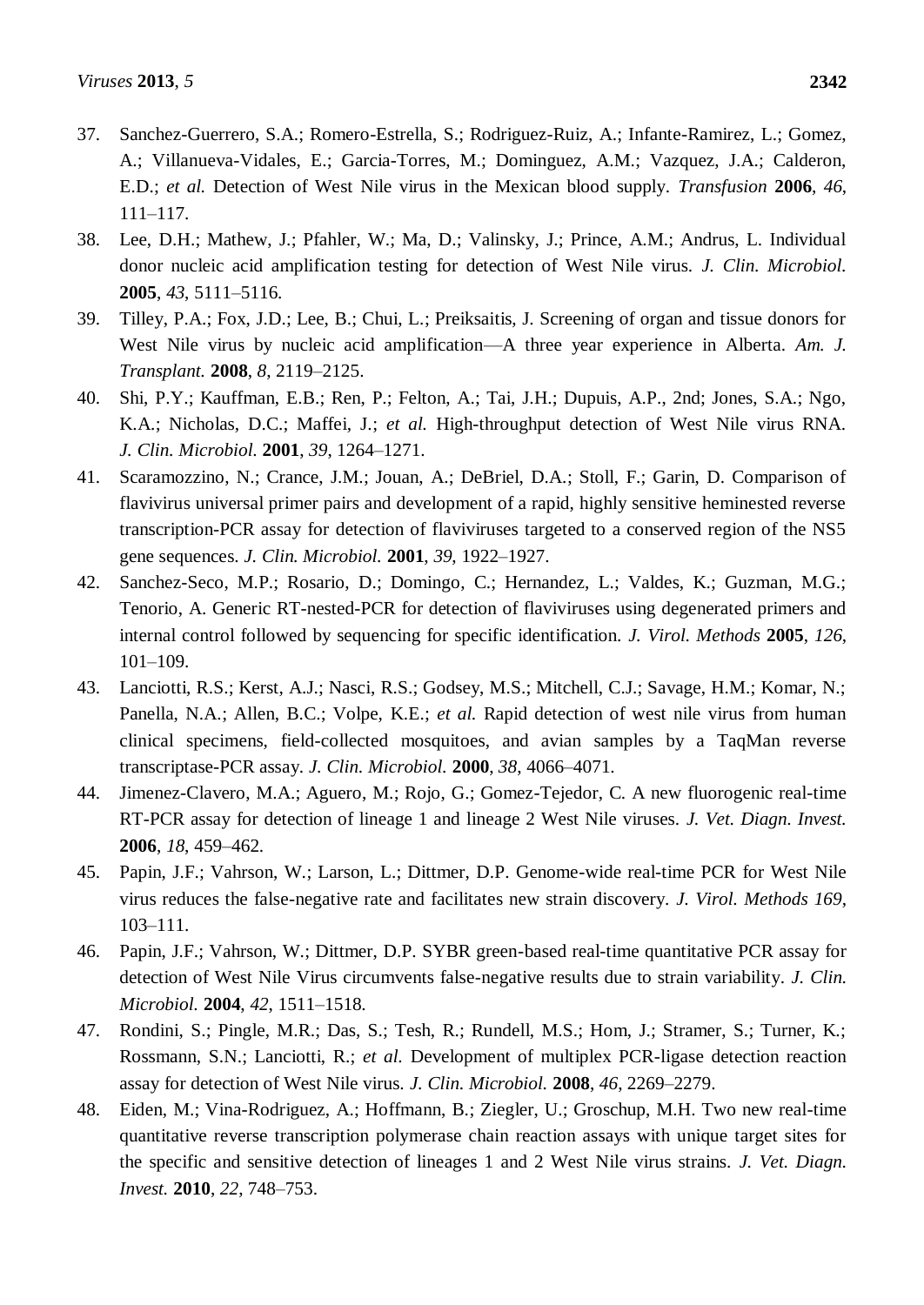37. Sanchez-Guerrero, S.A.; Romero-Estrella, S.; Rodriguez-Ruiz, A.; Infante-Ramirez, L.; Gomez, A.; Villanueva-Vidales, E.; Garcia-Torres, M.; Dominguez, A.M.; Vazquez, J.A.; Calderon, E.D.; *et al.* Detection of West Nile virus in the Mexican blood supply. *Transfusion* **2006**, *46*, 111–117.
38. Lee, D.H.; Mathew, J.; Pfahler, W.; Ma, D.; Valinsky, J.; Prince, A.M.; Andrus, L. Individual donor nucleic acid amplification testing for detection of West Nile virus. *J. Clin. Microbiol.* **2005**, *43*, 5111–5116.
39. Tilley, P.A.; Fox, J.D.; Lee, B.; Chui, L.; Preiksaitis, J. Screening of organ and tissue donors for West Nile virus by nucleic acid amplification—A three year experience in Alberta. *Am. J. Transplant.* **2008**, *8*, 2119–2125.
40. Shi, P.Y.; Kauffman, E.B.; Ren, P.; Felton, A.; Tai, J.H.; Dupuis, A.P., 2nd; Jones, S.A.; Ngo, K.A.; Nicholas, D.C.; Maffei, J.; *et al.* High-throughput detection of West Nile virus RNA. *J. Clin. Microbiol.* **2001**, *39*, 1264–1271.
41. Scaramozzino, N.; Crance, J.M.; Jouan, A.; DeBriel, D.A.; Stoll, F.; Garin, D. Comparison of flavivirus universal primer pairs and development of a rapid, highly sensitive heminested reverse transcription-PCR assay for detection of flaviviruses targeted to a conserved region of the NS5 gene sequences. *J. Clin. Microbiol.* **2001**, *39*, 1922–1927.
42. Sanchez-Seco, M.P.; Rosario, D.; Domingo, C.; Hernandez, L.; Valdes, K.; Guzman, M.G.; Tenorio, A. Generic RT-nested-PCR for detection of flaviviruses using degenerated primers and internal control followed by sequencing for specific identification. *J. Virol. Methods* **2005**, *126*, 101–109.
43. Lanciotti, R.S.; Kerst, A.J.; Nasci, R.S.; Godsey, M.S.; Mitchell, C.J.; Savage, H.M.; Komar, N.; Panella, N.A.; Allen, B.C.; Volpe, K.E.; *et al.* Rapid detection of west nile virus from human clinical specimens, field-collected mosquitoes, and avian samples by a TaqMan reverse transcriptase-PCR assay. *J. Clin. Microbiol.* **2000**, *38*, 4066–4071.
44. Jimenez-Clavero, M.A.; Aguero, M.; Rojo, G.; Gomez-Tejedor, C. A new fluorogenic real-time RT-PCR assay for detection of lineage 1 and lineage 2 West Nile viruses. *J. Vet. Diagn. Invest.* **2006**, *18*, 459–462.
45. Papin, J.F.; Vahrson, W.; Larson, L.; Dittmer, D.P. Genome-wide real-time PCR for West Nile virus reduces the false-negative rate and facilitates new strain discovery. *J. Virol. Methods 169*, 103–111.
46. Papin, J.F.; Vahrson, W.; Dittmer, D.P. SYBR green-based real-time quantitative PCR assay for detection of West Nile Virus circumvents false-negative results due to strain variability. *J. Clin. Microbiol.* **2004**, *42*, 1511–1518.
47. Rondini, S.; Pingle, M.R.; Das, S.; Tesh, R.; Rundell, M.S.; Hom, J.; Stramer, S.; Turner, K.; Rossmann, S.N.; Lanciotti, R.; *et al.* Development of multiplex PCR-ligase detection reaction assay for detection of West Nile virus. *J. Clin. Microbiol.* **2008**, *46*, 2269–2279.
48. Eiden, M.; Vina-Rodriguez, A.; Hoffmann, B.; Ziegler, U.; Groschup, M.H. Two new real-time quantitative reverse transcription polymerase chain reaction assays with unique target sites for the specific and sensitive detection of lineages 1 and 2 West Nile virus strains. *J. Vet. Diagn. Invest.* **2010**, *22*, 748–753.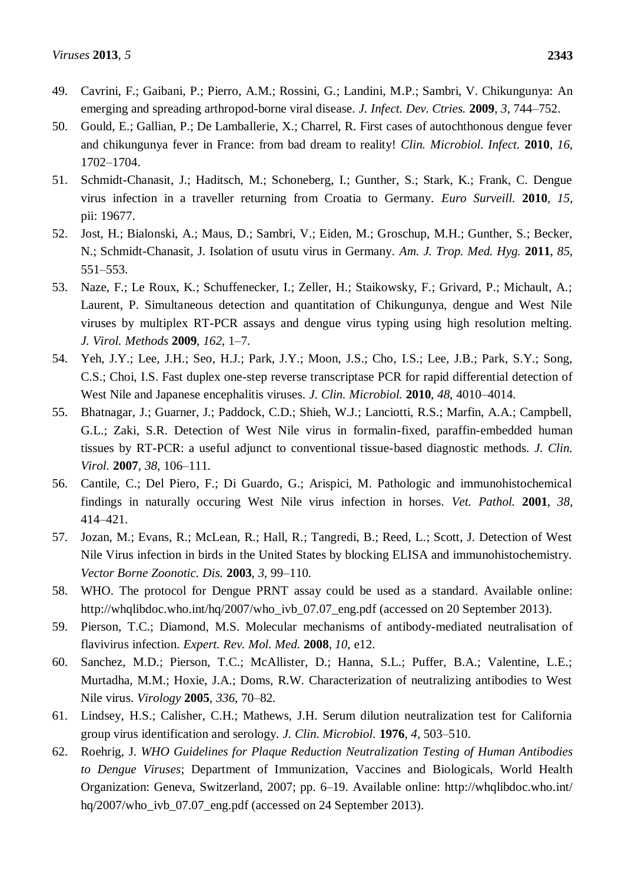49. Cavrini, F.; Gaibani, P.; Pierro, A.M.; Rossini, G.; Landini, M.P.; Sambri, V. Chikungunya: An emerging and spreading arthropod-borne viral disease. *J. Infect. Dev. Ctries.* **2009**, *3*, 744–752.
50. Gould, E.; Gallian, P.; De Lamballerie, X.; Charrel, R. First cases of autochthonous dengue fever and chikungunya fever in France: from bad dream to reality! *Clin. Microbiol. Infect.* **2010**, *16*, 1702–1704.
51. Schmidt-Chanasit, J.; Haditsch, M.; Schoneberg, I.; Gunther, S.; Stark, K.; Frank, C. Dengue virus infection in a traveller returning from Croatia to Germany. *Euro Surveill.* **2010**, *15*, pii: 19677.
52. Jost, H.; Bialonski, A.; Maus, D.; Sambri, V.; Eiden, M.; Groschup, M.H.; Gunther, S.; Becker, N.; Schmidt-Chanasit, J. Isolation of usutu virus in Germany. *Am. J. Trop. Med. Hyg.* **2011**, *85*, 551–553.
53. Naze, F.; Le Roux, K.; Schuffenecker, I.; Zeller, H.; Staikowsky, F.; Grivard, P.; Michault, A.; Laurent, P. Simultaneous detection and quantitation of Chikungunya, dengue and West Nile viruses by multiplex RT-PCR assays and dengue virus typing using high resolution melting. *J. Virol. Methods* **2009**, *162*, 1–7.
54. Yeh, J.Y.; Lee, J.H.; Seo, H.J.; Park, J.Y.; Moon, J.S.; Cho, I.S.; Lee, J.B.; Park, S.Y.; Song, C.S.; Choi, I.S. Fast duplex one-step reverse transcriptase PCR for rapid differential detection of West Nile and Japanese encephalitis viruses. *J. Clin. Microbiol.* **2010**, *48*, 4010–4014.
55. Bhatnagar, J.; Guarner, J.; Paddock, C.D.; Shieh, W.J.; Lanciotti, R.S.; Marfin, A.A.; Campbell, G.L.; Zaki, S.R. Detection of West Nile virus in formalin-fixed, paraffin-embedded human tissues by RT-PCR: a useful adjunct to conventional tissue-based diagnostic methods. *J. Clin. Virol.* **2007**, *38*, 106–111.
56. Cantile, C.; Del Piero, F.; Di Guardo, G.; Arispici, M. Pathologic and immunohistochemical findings in naturally occuring West Nile virus infection in horses. *Vet. Pathol.* **2001**, *38*, 414–421.
57. Jozan, M.; Evans, R.; McLean, R.; Hall, R.; Tangredi, B.; Reed, L.; Scott, J. Detection of West Nile Virus infection in birds in the United States by blocking ELISA and immunohistochemistry. *Vector Borne Zoonotic. Dis.* **2003**, *3*, 99–110.
58. WHO. The protocol for Dengue PRNT assay could be used as a standard. Available online: http://whqlibdoc.who.int/hq/2007/who_ivb_07.07_eng.pdf (accessed on 20 September 2013).
59. Pierson, T.C.; Diamond, M.S. Molecular mechanisms of antibody-mediated neutralisation of flavivirus infection. *Expert. Rev. Mol. Med.* **2008**, *10*, e12.
60. Sanchez, M.D.; Pierson, T.C.; McAllister, D.; Hanna, S.L.; Puffer, B.A.; Valentine, L.E.; Murtadha, M.M.; Hoxie, J.A.; Doms, R.W. Characterization of neutralizing antibodies to West Nile virus. *Virology* **2005**, *336*, 70–82.
61. Lindsey, H.S.; Calisher, C.H.; Mathews, J.H. Serum dilution neutralization test for California group virus identification and serology. *J. Clin. Microbiol.* **1976**, *4*, 503–510.
62. Roehrig, J. *WHO Guidelines for Plaque Reduction Neutralization Testing of Human Antibodies to Dengue Viruses*; Department of Immunization, Vaccines and Biologicals, World Health Organization: Geneva, Switzerland, 2007; pp. 6–19. Available online: http://whqlibdoc.who.int/hq/2007/who_ivb_07.07_eng.pdf (accessed on 24 September 2013).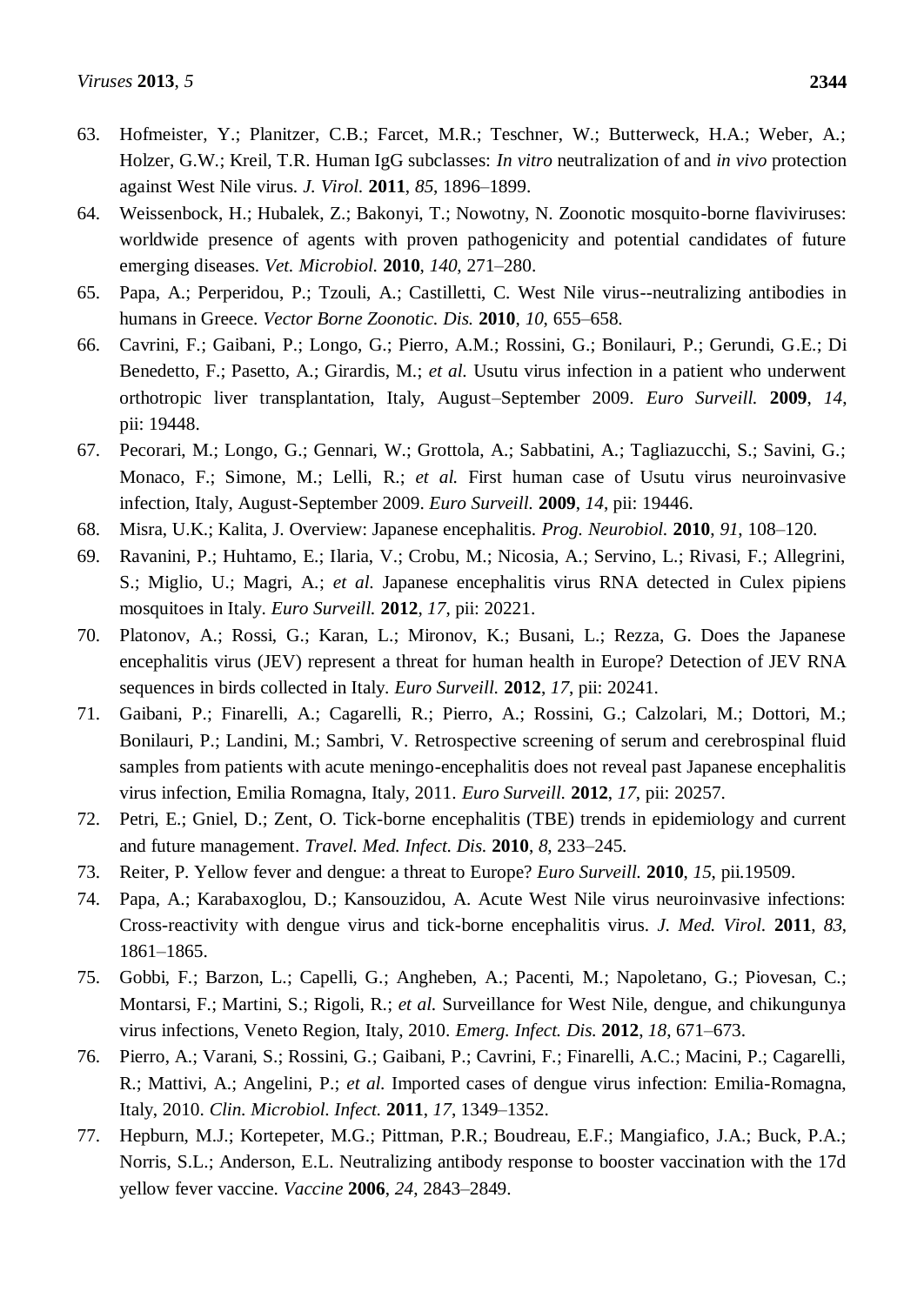63. Hofmeister, Y.; Planitzer, C.B.; Farcet, M.R.; Teschner, W.; Butterweck, H.A.; Weber, A.; Holzer, G.W.; Kreil, T.R. Human IgG subclasses: *In vitro* neutralization of and *in vivo* protection against West Nile virus. *J. Virol.* **2011**, *85*, 1896–1899.
64. Weissenbock, H.; Hubalek, Z.; Bakonyi, T.; Nowotny, N. Zoonotic mosquito-borne flaviviruses: worldwide presence of agents with proven pathogenicity and potential candidates of future emerging diseases. *Vet. Microbiol.* **2010**, *140*, 271–280.
65. Papa, A.; Perperidou, P.; Tzouli, A.; Castilletti, C. West Nile virus--neutralizing antibodies in humans in Greece. *Vector Borne Zoonotic. Dis.* **2010**, *10*, 655–658.
66. Cavrini, F.; Gaibani, P.; Longo, G.; Pierro, A.M.; Rossini, G.; Bonilauri, P.; Gerundi, G.E.; Di Benedetto, F.; Pasetto, A.; Girardis, M.; *et al.* Usutu virus infection in a patient who underwent orthotropic liver transplantation, Italy, August–September 2009. *Euro Surveill.* **2009**, *14*, pii: 19448.
67. Pecorari, M.; Longo, G.; Gennari, W.; Grottola, A.; Sabbatini, A.; Tagliazucchi, S.; Savini, G.; Monaco, F.; Simone, M.; Lelli, R.; *et al.* First human case of Usutu virus neuroinvasive infection, Italy, August-September 2009. *Euro Surveill.* **2009**, *14*, pii: 19446.
68. Misra, U.K.; Kalita, J. Overview: Japanese encephalitis. *Prog. Neurobiol.* **2010**, *91*, 108–120.
69. Ravanini, P.; Huhtamo, E.; Ilaria, V.; Crobu, M.; Nicosia, A.; Servino, L.; Rivasi, F.; Allegrini, S.; Miglio, U.; Magri, A.; *et al.* Japanese encephalitis virus RNA detected in Culex pipiens mosquitoes in Italy. *Euro Surveill.* **2012**, *17*, pii: 20221.
70. Platonov, A.; Rossi, G.; Karan, L.; Mironov, K.; Busani, L.; Rezza, G. Does the Japanese encephalitis virus (JEV) represent a threat for human health in Europe? Detection of JEV RNA sequences in birds collected in Italy. *Euro Surveill.* **2012**, *17*, pii: 20241.
71. Gaibani, P.; Finarelli, A.; Cagarelli, R.; Pierro, A.; Rossini, G.; Calzolari, M.; Dottori, M.; Bonilauri, P.; Landini, M.; Sambri, V. Retrospective screening of serum and cerebrospinal fluid samples from patients with acute meningo-encephalitis does not reveal past Japanese encephalitis virus infection, Emilia Romagna, Italy, 2011. *Euro Surveill.* **2012**, *17*, pii: 20257.
72. Petri, E.; Gniel, D.; Zent, O. Tick-borne encephalitis (TBE) trends in epidemiology and current and future management. *Travel. Med. Infect. Dis.* **2010**, *8*, 233–245.
73. Reiter, P. Yellow fever and dengue: a threat to Europe? *Euro Surveill.* **2010**, *15*, pii.19509.
74. Papa, A.; Karabaxoglou, D.; Kansouzidou, A. Acute West Nile virus neuroinvasive infections: Cross-reactivity with dengue virus and tick-borne encephalitis virus. *J. Med. Virol.* **2011**, *83*, 1861–1865.
75. Gobbi, F.; Barzon, L.; Capelli, G.; Angheben, A.; Pacenti, M.; Napoletano, G.; Piovesan, C.; Montarsi, F.; Martini, S.; Rigoli, R.; *et al.* Surveillance for West Nile, dengue, and chikungunya virus infections, Veneto Region, Italy, 2010. *Emerg. Infect. Dis.* **2012**, *18*, 671–673.
76. Pierro, A.; Varani, S.; Rossini, G.; Gaibani, P.; Cavrini, F.; Finarelli, A.C.; Macini, P.; Cagarelli, R.; Mattivi, A.; Angelini, P.; *et al.* Imported cases of dengue virus infection: Emilia-Romagna, Italy, 2010. *Clin. Microbiol. Infect.* **2011**, *17*, 1349–1352.
77. Hepburn, M.J.; Kortepeter, M.G.; Pittman, P.R.; Boudreau, E.F.; Mangiafico, J.A.; Buck, P.A.; Norris, S.L.; Anderson, E.L. Neutralizing antibody response to booster vaccination with the 17d yellow fever vaccine. *Vaccine* **2006**, *24*, 2843–2849.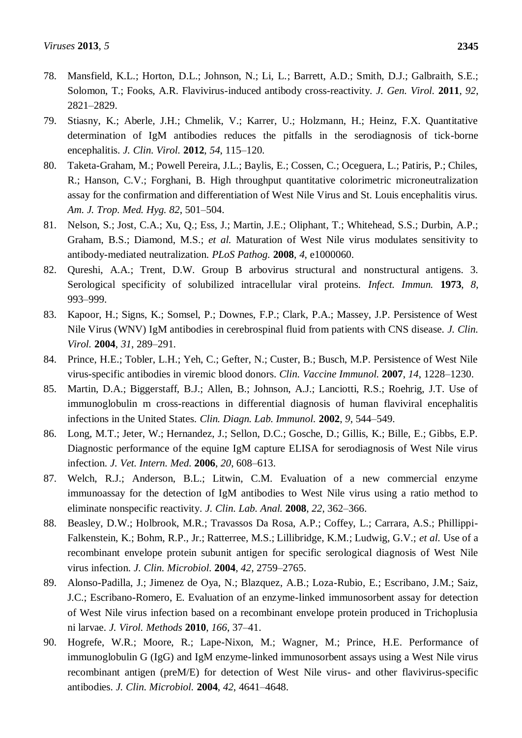78. Mansfield, K.L.; Horton, D.L.; Johnson, N.; Li, L.; Barrett, A.D.; Smith, D.J.; Galbraith, S.E.; Solomon, T.; Fooks, A.R. Flavivirus-induced antibody cross-reactivity. *J. Gen. Virol.* **2011**, *92*, 2821–2829.
79. Stiasny, K.; Aberle, J.H.; Chmelik, V.; Karrer, U.; Holzmann, H.; Heinz, F.X. Quantitative determination of IgM antibodies reduces the pitfalls in the serodiagnosis of tick-borne encephalitis. *J. Clin. Virol.* **2012**, *54*, 115–120.
80. Taketa-Graham, M.; Powell Pereira, J.L.; Baylis, E.; Cossen, C.; Oceguera, L.; Patiris, P.; Chiles, R.; Hanson, C.V.; Forghani, B. High throughput quantitative colorimetric microneutralization assay for the confirmation and differentiation of West Nile Virus and St. Louis encephalitis virus. *Am. J. Trop. Med. Hyg. 82*, 501–504.
81. Nelson, S.; Jost, C.A.; Xu, Q.; Ess, J.; Martin, J.E.; Oliphant, T.; Whitehead, S.S.; Durbin, A.P.; Graham, B.S.; Diamond, M.S.; *et al.* Maturation of West Nile virus modulates sensitivity to antibody-mediated neutralization. *PLoS Pathog.* **2008**, *4*, e1000060.
82. Qureshi, A.A.; Trent, D.W. Group B arbovirus structural and nonstructural antigens. 3. Serological specificity of solubilized intracellular viral proteins. *Infect. Immun.* **1973**, *8*, 993–999.
83. Kapoor, H.; Signs, K.; Somsel, P.; Downes, F.P.; Clark, P.A.; Massey, J.P. Persistence of West Nile Virus (WNV) IgM antibodies in cerebrospinal fluid from patients with CNS disease. *J. Clin. Virol.* **2004**, *31*, 289–291.
84. Prince, H.E.; Tobler, L.H.; Yeh, C.; Gefter, N.; Custer, B.; Busch, M.P. Persistence of West Nile virus-specific antibodies in viremic blood donors. *Clin. Vaccine Immunol.* **2007**, *14*, 1228–1230.
85. Martin, D.A.; Biggerstaff, B.J.; Allen, B.; Johnson, A.J.; Lanciotti, R.S.; Roehrig, J.T. Use of immunoglobulin m cross-reactions in differential diagnosis of human flaviviral encephalitis infections in the United States. *Clin. Diagn. Lab. Immunol.* **2002**, *9*, 544–549.
86. Long, M.T.; Jeter, W.; Hernandez, J.; Sellon, D.C.; Gosche, D.; Gillis, K.; Bille, E.; Gibbs, E.P. Diagnostic performance of the equine IgM capture ELISA for serodiagnosis of West Nile virus infection. *J. Vet. Intern. Med.* **2006**, *20*, 608–613.
87. Welch, R.J.; Anderson, B.L.; Litwin, C.M. Evaluation of a new commercial enzyme immunoassay for the detection of IgM antibodies to West Nile virus using a ratio method to eliminate nonspecific reactivity. *J. Clin. Lab. Anal.* **2008**, *22*, 362–366.
88. Beasley, D.W.; Holbrook, M.R.; Travassos Da Rosa, A.P.; Coffey, L.; Carrara, A.S.; Phillippi-Falkenstein, K.; Bohm, R.P., Jr.; Ratterree, M.S.; Lillibridge, K.M.; Ludwig, G.V.; *et al.* Use of a recombinant envelope protein subunit antigen for specific serological diagnosis of West Nile virus infection. *J. Clin. Microbiol.* **2004**, *42*, 2759–2765.
89. Alonso-Padilla, J.; Jimenez de Oya, N.; Blazquez, A.B.; Loza-Rubio, E.; Escribano, J.M.; Saiz, J.C.; Escribano-Romero, E. Evaluation of an enzyme-linked immunosorbent assay for detection of West Nile virus infection based on a recombinant envelope protein produced in Trichoplusia ni larvae. *J. Virol. Methods* **2010**, *166*, 37–41.
90. Hogrefe, W.R.; Moore, R.; Lape-Nixon, M.; Wagner, M.; Prince, H.E. Performance of immunoglobulin G (IgG) and IgM enzyme-linked immunosorbent assays using a West Nile virus recombinant antigen (preM/E) for detection of West Nile virus- and other flavivirus-specific antibodies. *J. Clin. Microbiol.* **2004**, *42*, 4641–4648.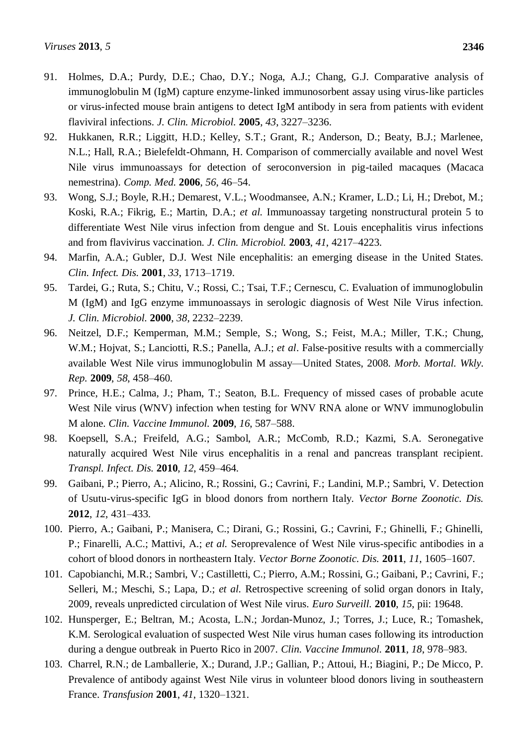91. Holmes, D.A.; Purdy, D.E.; Chao, D.Y.; Noga, A.J.; Chang, G.J. Comparative analysis of immunoglobulin M (IgM) capture enzyme-linked immunosorbent assay using virus-like particles or virus-infected mouse brain antigens to detect IgM antibody in sera from patients with evident flaviviral infections. *J. Clin. Microbiol.* **2005**, *43*, 3227–3236.
92. Hukkanen, R.R.; Liggitt, H.D.; Kelley, S.T.; Grant, R.; Anderson, D.; Beaty, B.J.; Marlenee, N.L.; Hall, R.A.; Bielefeldt-Ohmann, H. Comparison of commercially available and novel West Nile virus immunoassays for detection of seroconversion in pig-tailed macaques (Macaca nemestrina). *Comp. Med.* **2006**, *56*, 46–54.
93. Wong, S.J.; Boyle, R.H.; Demarest, V.L.; Woodmansee, A.N.; Kramer, L.D.; Li, H.; Drebot, M.; Koski, R.A.; Fikrig, E.; Martin, D.A.; *et al.* Immunoassay targeting nonstructural protein 5 to differentiate West Nile virus infection from dengue and St. Louis encephalitis virus infections and from flavivirus vaccination. *J. Clin. Microbiol.* **2003**, *41*, 4217–4223.
94. Marfin, A.A.; Gubler, D.J. West Nile encephalitis: an emerging disease in the United States. *Clin. Infect. Dis.* **2001**, *33*, 1713–1719.
95. Tardei, G.; Ruta, S.; Chitu, V.; Rossi, C.; Tsai, T.F.; Cernescu, C. Evaluation of immunoglobulin M (IgM) and IgG enzyme immunoassays in serologic diagnosis of West Nile Virus infection. *J. Clin. Microbiol.* **2000**, *38*, 2232–2239.
96. Neitzel, D.F.; Kemperman, M.M.; Semple, S.; Wong, S.; Feist, M.A.; Miller, T.K.; Chung, W.M.; Hojvat, S.; Lanciotti, R.S.; Panella, A.J.; *et al*. False-positive results with a commercially available West Nile virus immunoglobulin M assay—United States, 2008. *Morb. Mortal. Wkly. Rep.* **2009**, *58*, 458–460.
97. Prince, H.E.; Calma, J.; Pham, T.; Seaton, B.L. Frequency of missed cases of probable acute West Nile virus (WNV) infection when testing for WNV RNA alone or WNV immunoglobulin M alone. *Clin. Vaccine Immunol.* **2009**, *16*, 587–588.
98. Koepsell, S.A.; Freifeld, A.G.; Sambol, A.R.; McComb, R.D.; Kazmi, S.A. Seronegative naturally acquired West Nile virus encephalitis in a renal and pancreas transplant recipient. *Transpl. Infect. Dis.* **2010**, *12*, 459–464.
99. Gaibani, P.; Pierro, A.; Alicino, R.; Rossini, G.; Cavrini, F.; Landini, M.P.; Sambri, V. Detection of Usutu-virus-specific IgG in blood donors from northern Italy. *Vector Borne Zoonotic. Dis.* **2012**, *12*, 431–433.
100. Pierro, A.; Gaibani, P.; Manisera, C.; Dirani, G.; Rossini, G.; Cavrini, F.; Ghinelli, F.; Ghinelli, P.; Finarelli, A.C.; Mattivi, A.; *et al.* Seroprevalence of West Nile virus-specific antibodies in a cohort of blood donors in northeastern Italy. *Vector Borne Zoonotic. Dis.* **2011**, *11*, 1605–1607.
101. Capobianchi, M.R.; Sambri, V.; Castilletti, C.; Pierro, A.M.; Rossini, G.; Gaibani, P.; Cavrini, F.; Selleri, M.; Meschi, S.; Lapa, D.; *et al.* Retrospective screening of solid organ donors in Italy, 2009, reveals unpredicted circulation of West Nile virus. *Euro Surveill.* **2010**, *15*, pii: 19648.
102. Hunsperger, E.; Beltran, M.; Acosta, L.N.; Jordan-Munoz, J.; Torres, J.; Luce, R.; Tomashek, K.M. Serological evaluation of suspected West Nile virus human cases following its introduction during a dengue outbreak in Puerto Rico in 2007. *Clin. Vaccine Immunol.* **2011**, *18*, 978–983.
103. Charrel, R.N.; de Lamballerie, X.; Durand, J.P.; Gallian, P.; Attoui, H.; Biagini, P.; De Micco, P. Prevalence of antibody against West Nile virus in volunteer blood donors living in southeastern France. *Transfusion* **2001**, *41*, 1320–1321.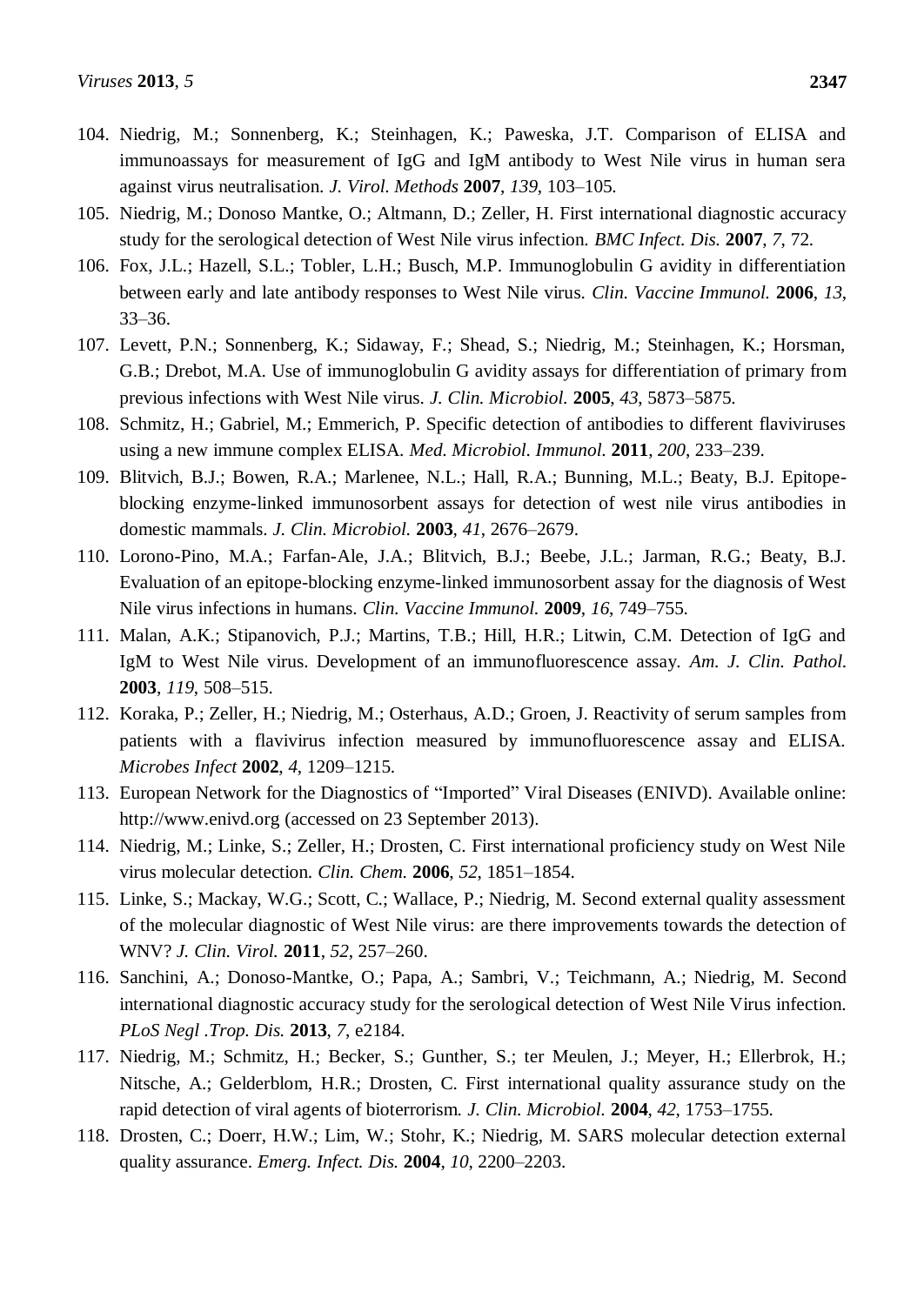104. Niedrig, M.; Sonnenberg, K.; Steinhagen, K.; Paweska, J.T. Comparison of ELISA and immunoassays for measurement of IgG and IgM antibody to West Nile virus in human sera against virus neutralisation. *J. Virol. Methods* **2007**, *139*, 103–105.
105. Niedrig, M.; Donoso Mantke, O.; Altmann, D.; Zeller, H. First international diagnostic accuracy study for the serological detection of West Nile virus infection. *BMC Infect. Dis.* **2007**, *7*, 72.
106. Fox, J.L.; Hazell, S.L.; Tobler, L.H.; Busch, M.P. Immunoglobulin G avidity in differentiation between early and late antibody responses to West Nile virus. *Clin. Vaccine Immunol.* **2006**, *13*, 33–36.
107. Levett, P.N.; Sonnenberg, K.; Sidaway, F.; Shead, S.; Niedrig, M.; Steinhagen, K.; Horsman, G.B.; Drebot, M.A. Use of immunoglobulin G avidity assays for differentiation of primary from previous infections with West Nile virus. *J. Clin. Microbiol.* **2005**, *43*, 5873–5875.
108. Schmitz, H.; Gabriel, M.; Emmerich, P. Specific detection of antibodies to different flaviviruses using a new immune complex ELISA. *Med. Microbiol. Immunol.* **2011**, *200*, 233–239.
109. Blitvich, B.J.; Bowen, R.A.; Marlenee, N.L.; Hall, R.A.; Bunning, M.L.; Beaty, B.J. Epitope-blocking enzyme-linked immunosorbent assays for detection of west nile virus antibodies in domestic mammals. *J. Clin. Microbiol.* **2003**, *41*, 2676–2679.
110. Lorono-Pino, M.A.; Farfan-Ale, J.A.; Blitvich, B.J.; Beebe, J.L.; Jarman, R.G.; Beaty, B.J. Evaluation of an epitope-blocking enzyme-linked immunosorbent assay for the diagnosis of West Nile virus infections in humans. *Clin. Vaccine Immunol.* **2009**, *16*, 749–755.
111. Malan, A.K.; Stipanovich, P.J.; Martins, T.B.; Hill, H.R.; Litwin, C.M. Detection of IgG and IgM to West Nile virus. Development of an immunofluorescence assay. *Am. J. Clin. Pathol.* **2003**, *119*, 508–515.
112. Koraka, P.; Zeller, H.; Niedrig, M.; Osterhaus, A.D.; Groen, J. Reactivity of serum samples from patients with a flavivirus infection measured by immunofluorescence assay and ELISA. *Microbes Infect* **2002**, *4*, 1209–1215.
113. European Network for the Diagnostics of "Imported" Viral Diseases (ENIVD). Available online: http://www.enivd.org (accessed on 23 September 2013).
114. Niedrig, M.; Linke, S.; Zeller, H.; Drosten, C. First international proficiency study on West Nile virus molecular detection. *Clin. Chem.* **2006**, *52*, 1851–1854.
115. Linke, S.; Mackay, W.G.; Scott, C.; Wallace, P.; Niedrig, M. Second external quality assessment of the molecular diagnostic of West Nile virus: are there improvements towards the detection of WNV? *J. Clin. Virol.* **2011**, *52*, 257–260.
116. Sanchini, A.; Donoso-Mantke, O.; Papa, A.; Sambri, V.; Teichmann, A.; Niedrig, M. Second international diagnostic accuracy study for the serological detection of West Nile Virus infection. *PLoS Negl .Trop. Dis.* **2013**, *7*, e2184.
117. Niedrig, M.; Schmitz, H.; Becker, S.; Gunther, S.; ter Meulen, J.; Meyer, H.; Ellerbrok, H.; Nitsche, A.; Gelderblom, H.R.; Drosten, C. First international quality assurance study on the rapid detection of viral agents of bioterrorism. *J. Clin. Microbiol.* **2004**, *42*, 1753–1755.
118. Drosten, C.; Doerr, H.W.; Lim, W.; Stohr, K.; Niedrig, M. SARS molecular detection external quality assurance. *Emerg. Infect. Dis.* **2004**, *10*, 2200–2203.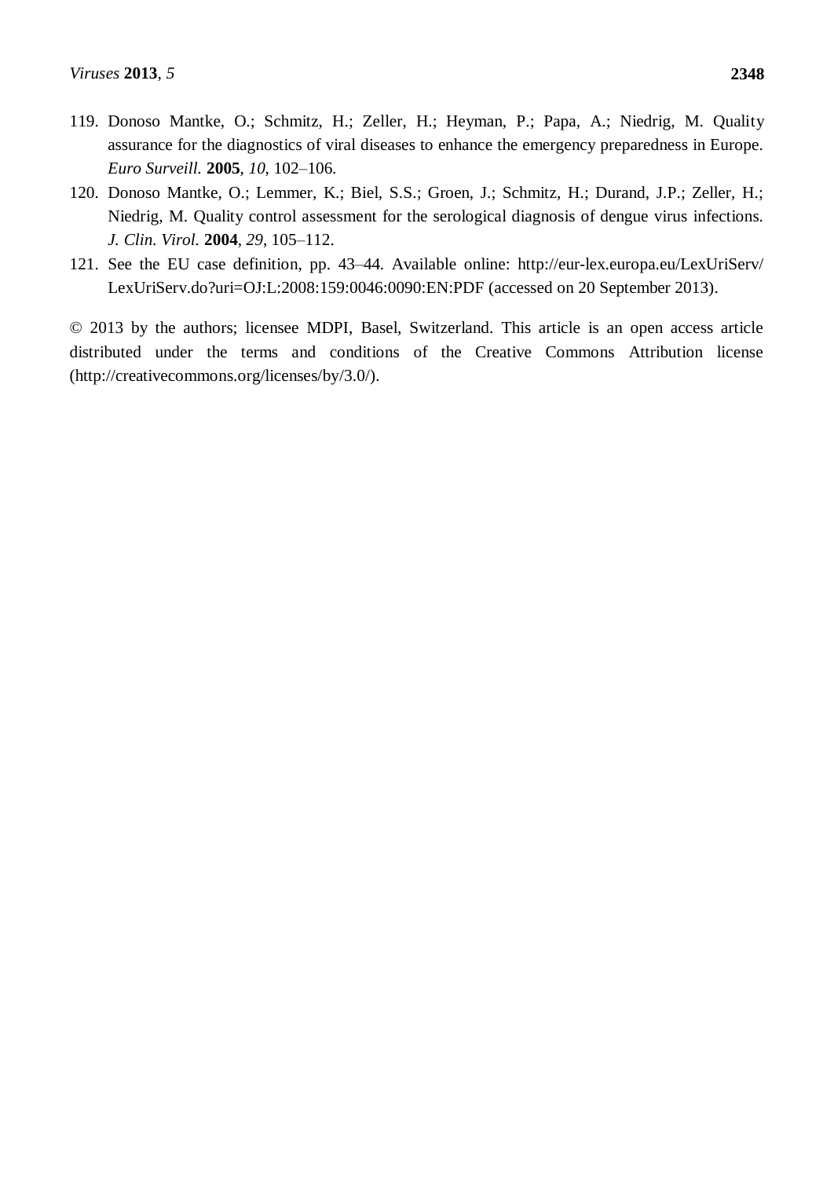119. Donoso Mantke, O.; Schmitz, H.; Zeller, H.; Heyman, P.; Papa, A.; Niedrig, M. Quality assurance for the diagnostics of viral diseases to enhance the emergency preparedness in Europe. *Euro Surveill.* **2005**, *10*, 102–106.
120. Donoso Mantke, O.; Lemmer, K.; Biel, S.S.; Groen, J.; Schmitz, H.; Durand, J.P.; Zeller, H.; Niedrig, M. Quality control assessment for the serological diagnosis of dengue virus infections. *J. Clin. Virol.* **2004**, *29*, 105–112.
121. See the EU case definition, pp. 43–44. Available online: http://eur-lex.europa.eu/LexUriServ/LexUriServ.do?uri=OJ:L:2008:159:0046:0090:EN:PDF (accessed on 20 September 2013).

© 2013 by the authors; licensee MDPI, Basel, Switzerland. This article is an open access article distributed under the terms and conditions of the Creative Commons Attribution license (http://creativecommons.org/licenses/by/3.0/).